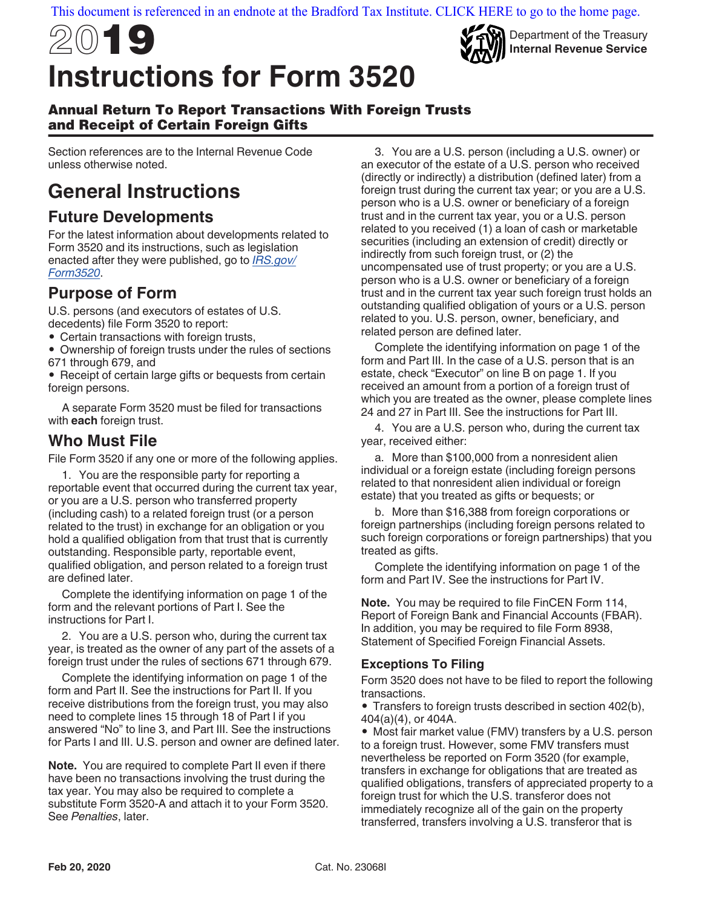This document is referenced in an endnote at the Bradford Tax Institute. CLICK HERE to go to the home page.

# 2019 Instructions for Form 3520

Department of the Treasury
Internal Revenue Service

## Annual Return To Report Transactions With Foreign Trusts and Receipt of Certain Foreign Gifts

Section references are to the Internal Revenue Code unless otherwise noted.

# General Instructions

## Future Developments

For the latest information about developments related to Form 3520 and its instructions, such as legislation enacted after they were published, go to *IRS.gov/Form3520*.

## Purpose of Form

U.S. persons (and executors of estates of U.S. decedents) file Form 3520 to report:

- Certain transactions with foreign trusts,
- Ownership of foreign trusts under the rules of sections 671 through 679, and
- Receipt of certain large gifts or bequests from certain foreign persons.

A separate Form 3520 must be filed for transactions with **each** foreign trust.

## Who Must File

File Form 3520 if any one or more of the following applies.

1. You are the responsible party for reporting a reportable event that occurred during the current tax year, or you are a U.S. person who transferred property (including cash) to a related foreign trust (or a person related to the trust) in exchange for an obligation or you hold a qualified obligation from that trust that is currently outstanding. Responsible party, reportable event, qualified obligation, and person related to a foreign trust are defined later.

Complete the identifying information on page 1 of the form and the relevant portions of Part I. See the instructions for Part I.

2. You are a U.S. person who, during the current tax year, is treated as the owner of any part of the assets of a foreign trust under the rules of sections 671 through 679.

Complete the identifying information on page 1 of the form and Part II. See the instructions for Part II. If you receive distributions from the foreign trust, you may also need to complete lines 15 through 18 of Part I if you answered "No" to line 3, and Part III. See the instructions for Parts I and III. U.S. person and owner are defined later.

**Note.** You are required to complete Part II even if there have been no transactions involving the trust during the tax year. You may also be required to complete a substitute Form 3520-A and attach it to your Form 3520. See *Penalties*, later.

3. You are a U.S. person (including a U.S. owner) or an executor of the estate of a U.S. person who received (directly or indirectly) a distribution (defined later) from a foreign trust during the current tax year; or you are a U.S. person who is a U.S. owner or beneficiary of a foreign trust and in the current tax year, you or a U.S. person related to you received (1) a loan of cash or marketable securities (including an extension of credit) directly or indirectly from such foreign trust, or (2) the uncompensated use of trust property; or you are a U.S. person who is a U.S. owner or beneficiary of a foreign trust and in the current tax year such foreign trust holds an outstanding qualified obligation of yours or a U.S. person related to you. U.S. person, owner, beneficiary, and related person are defined later.

Complete the identifying information on page 1 of the form and Part III. In the case of a U.S. person that is an estate, check "Executor" on line B on page 1. If you received an amount from a portion of a foreign trust of which you are treated as the owner, please complete lines 24 and 27 in Part III. See the instructions for Part III.

4. You are a U.S. person who, during the current tax year, received either:

a. More than $100,000 from a nonresident alien individual or a foreign estate (including foreign persons related to that nonresident alien individual or foreign estate) that you treated as gifts or bequests; or

b. More than $16,388 from foreign corporations or foreign partnerships (including foreign persons related to such foreign corporations or foreign partnerships) that you treated as gifts.

Complete the identifying information on page 1 of the form and Part IV. See the instructions for Part IV.

**Note.** You may be required to file FinCEN Form 114, Report of Foreign Bank and Financial Accounts (FBAR). In addition, you may be required to file Form 8938, Statement of Specified Foreign Financial Assets.

### Exceptions To Filing

Form 3520 does not have to be filed to report the following transactions.

- Transfers to foreign trusts described in section 402(b), 404(a)(4), or 404A.
- Most fair market value (FMV) transfers by a U.S. person to a foreign trust. However, some FMV transfers must nevertheless be reported on Form 3520 (for example, transfers in exchange for obligations that are treated as qualified obligations, transfers of appreciated property to a foreign trust for which the U.S. transferor does not immediately recognize all of the gain on the property transferred, transfers involving a U.S. transferor that is

Feb 20, 2020 Cat. No. 23068I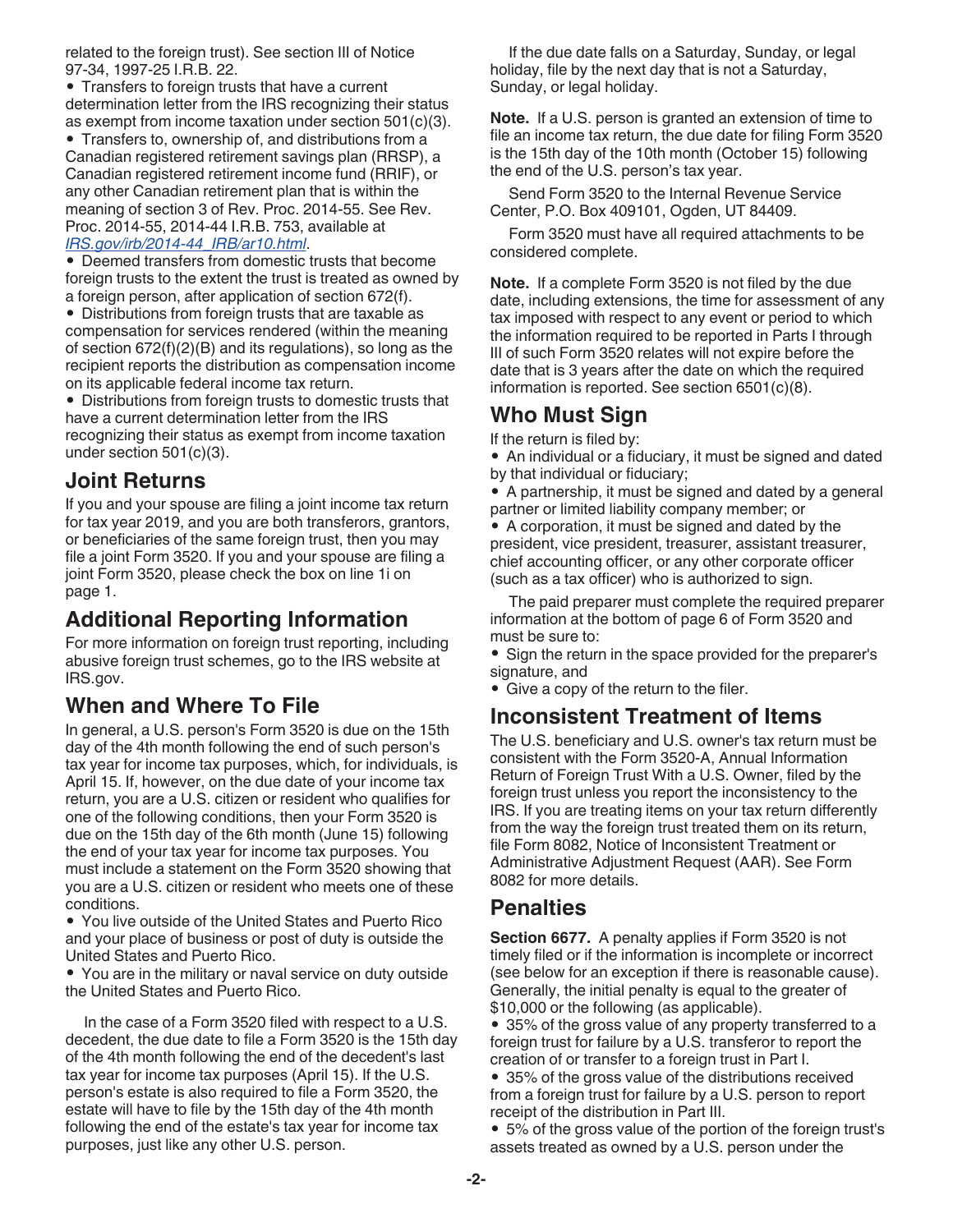related to the foreign trust). See section III of Notice 97-34, 1997-25 I.R.B. 22.

- Transfers to foreign trusts that have a current determination letter from the IRS recognizing their status as exempt from income taxation under section 501(c)(3).
- Transfers to, ownership of, and distributions from a Canadian registered retirement savings plan (RRSP), a Canadian registered retirement income fund (RRIF), or any other Canadian retirement plan that is within the meaning of section 3 of Rev. Proc. 2014-55. See Rev. Proc. 2014-55, 2014-44 I.R.B. 753, available at *IRS.gov/irb/2014-44_IRB/ar10.html*.
- Deemed transfers from domestic trusts that become foreign trusts to the extent the trust is treated as owned by a foreign person, after application of section 672(f).
- Distributions from foreign trusts that are taxable as compensation for services rendered (within the meaning of section 672(f)(2)(B) and its regulations), so long as the recipient reports the distribution as compensation income on its applicable federal income tax return.
- Distributions from foreign trusts to domestic trusts that have a current determination letter from the IRS recognizing their status as exempt from income taxation under section 501(c)(3).

## Joint Returns

If you and your spouse are filing a joint income tax return for tax year 2019, and you are both transferors, grantors, or beneficiaries of the same foreign trust, then you may file a joint Form 3520. If you and your spouse are filing a joint Form 3520, please check the box on line 1i on page 1.

## Additional Reporting Information

For more information on foreign trust reporting, including abusive foreign trust schemes, go to the IRS website at IRS.gov.

## When and Where To File

In general, a U.S. person's Form 3520 is due on the 15th day of the 4th month following the end of such person's tax year for income tax purposes, which, for individuals, is April 15. If, however, on the due date of your income tax return, you are a U.S. citizen or resident who qualifies for one of the following conditions, then your Form 3520 is due on the 15th day of the 6th month (June 15) following the end of your tax year for income tax purposes. You must include a statement on the Form 3520 showing that you are a U.S. citizen or resident who meets one of these conditions.

- You live outside of the United States and Puerto Rico and your place of business or post of duty is outside the United States and Puerto Rico.
- You are in the military or naval service on duty outside the United States and Puerto Rico.

In the case of a Form 3520 filed with respect to a U.S. decedent, the due date to file a Form 3520 is the 15th day of the 4th month following the end of the decedent's last tax year for income tax purposes (April 15). If the U.S. person's estate is also required to file a Form 3520, the estate will have to file by the 15th day of the 4th month following the end of the estate's tax year for income tax purposes, just like any other U.S. person.

If the due date falls on a Saturday, Sunday, or legal holiday, file by the next day that is not a Saturday, Sunday, or legal holiday.

**Note.** If a U.S. person is granted an extension of time to file an income tax return, the due date for filing Form 3520 is the 15th day of the 10th month (October 15) following the end of the U.S. person's tax year.

Send Form 3520 to the Internal Revenue Service Center, P.O. Box 409101, Ogden, UT 84409.

Form 3520 must have all required attachments to be considered complete.

**Note.** If a complete Form 3520 is not filed by the due date, including extensions, the time for assessment of any tax imposed with respect to any event or period to which the information required to be reported in Parts I through III of such Form 3520 relates will not expire before the date that is 3 years after the date on which the required information is reported. See section 6501(c)(8).

## Who Must Sign

If the return is filed by:

- An individual or a fiduciary, it must be signed and dated by that individual or fiduciary;
- A partnership, it must be signed and dated by a general partner or limited liability company member; or
- A corporation, it must be signed and dated by the president, vice president, treasurer, assistant treasurer, chief accounting officer, or any other corporate officer (such as a tax officer) who is authorized to sign.

The paid preparer must complete the required preparer information at the bottom of page 6 of Form 3520 and must be sure to:

- Sign the return in the space provided for the preparer's signature, and
- Give a copy of the return to the filer.

## Inconsistent Treatment of Items

The U.S. beneficiary and U.S. owner's tax return must be consistent with the Form 3520-A, Annual Information Return of Foreign Trust With a U.S. Owner, filed by the foreign trust unless you report the inconsistency to the IRS. If you are treating items on your tax return differently from the way the foreign trust treated them on its return, file Form 8082, Notice of Inconsistent Treatment or Administrative Adjustment Request (AAR). See Form 8082 for more details.

## Penalties

**Section 6677.** A penalty applies if Form 3520 is not timely filed or if the information is incomplete or incorrect (see below for an exception if there is reasonable cause). Generally, the initial penalty is equal to the greater of $10,000 or the following (as applicable).

- 35% of the gross value of any property transferred to a foreign trust for failure by a U.S. transferor to report the creation of or transfer to a foreign trust in Part I.
- 35% of the gross value of the distributions received from a foreign trust for failure by a U.S. person to report receipt of the distribution in Part III.
- 5% of the gross value of the portion of the foreign trust's assets treated as owned by a U.S. person under the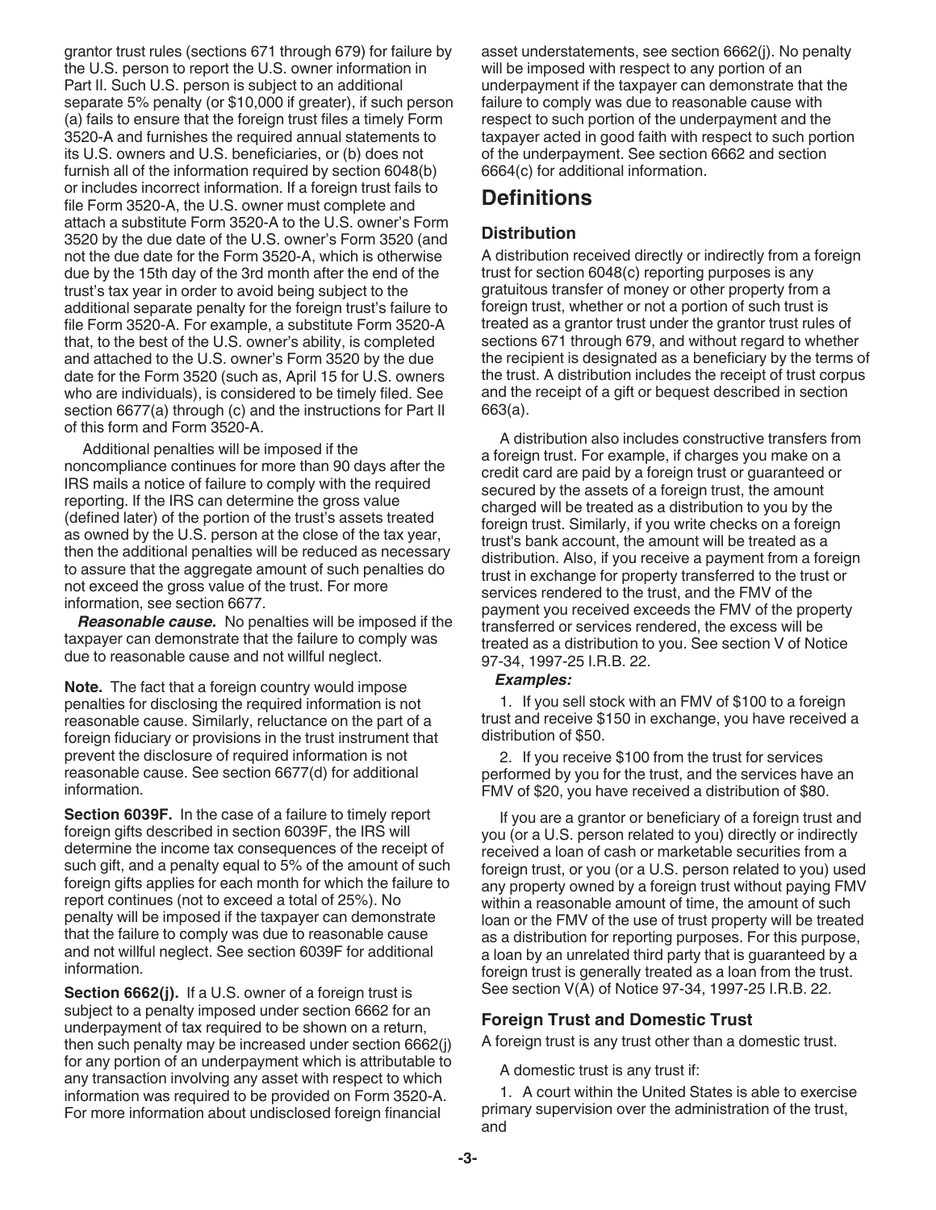grantor trust rules (sections 671 through 679) for failure by the U.S. person to report the U.S. owner information in Part II. Such U.S. person is subject to an additional separate 5% penalty (or $10,000 if greater), if such person (a) fails to ensure that the foreign trust files a timely Form 3520-A and furnishes the required annual statements to its U.S. owners and U.S. beneficiaries, or (b) does not furnish all of the information required by section 6048(b) or includes incorrect information. If a foreign trust fails to file Form 3520-A, the U.S. owner must complete and attach a substitute Form 3520-A to the U.S. owner's Form 3520 by the due date of the U.S. owner's Form 3520 (and not the due date for the Form 3520-A, which is otherwise due by the 15th day of the 3rd month after the end of the trust's tax year in order to avoid being subject to the additional separate penalty for the foreign trust's failure to file Form 3520-A. For example, a substitute Form 3520-A that, to the best of the U.S. owner's ability, is completed and attached to the U.S. owner's Form 3520 by the due date for the Form 3520 (such as, April 15 for U.S. owners who are individuals), is considered to be timely filed. See section 6677(a) through (c) and the instructions for Part II of this form and Form 3520-A.

Additional penalties will be imposed if the noncompliance continues for more than 90 days after the IRS mails a notice of failure to comply with the required reporting. If the IRS can determine the gross value (defined later) of the portion of the trust's assets treated as owned by the U.S. person at the close of the tax year, then the additional penalties will be reduced as necessary to assure that the aggregate amount of such penalties do not exceed the gross value of the trust. For more information, see section 6677.

***Reasonable cause.*** No penalties will be imposed if the taxpayer can demonstrate that the failure to comply was due to reasonable cause and not willful neglect.

**Note.** The fact that a foreign country would impose penalties for disclosing the required information is not reasonable cause. Similarly, reluctance on the part of a foreign fiduciary or provisions in the trust instrument that prevent the disclosure of required information is not reasonable cause. See section 6677(d) for additional information.

**Section 6039F.** In the case of a failure to timely report foreign gifts described in section 6039F, the IRS will determine the income tax consequences of the receipt of such gift, and a penalty equal to 5% of the amount of such foreign gifts applies for each month for which the failure to report continues (not to exceed a total of 25%). No penalty will be imposed if the taxpayer can demonstrate that the failure to comply was due to reasonable cause and not willful neglect. See section 6039F for additional information.

**Section 6662(j).** If a U.S. owner of a foreign trust is subject to a penalty imposed under section 6662 for an underpayment of tax required to be shown on a return, then such penalty may be increased under section 6662(j) for any portion of an underpayment which is attributable to any transaction involving any asset with respect to which information was required to be provided on Form 3520-A. For more information about undisclosed foreign financial asset understatements, see section 6662(j). No penalty will be imposed with respect to any portion of an underpayment if the taxpayer can demonstrate that the failure to comply was due to reasonable cause with respect to such portion of the underpayment and the taxpayer acted in good faith with respect to such portion of the underpayment. See section 6662 and section 6664(c) for additional information.

## Definitions

### Distribution

A distribution received directly or indirectly from a foreign trust for section 6048(c) reporting purposes is any gratuitous transfer of money or other property from a foreign trust, whether or not a portion of such trust is treated as a grantor trust under the grantor trust rules of sections 671 through 679, and without regard to whether the recipient is designated as a beneficiary by the terms of the trust. A distribution includes the receipt of trust corpus and the receipt of a gift or bequest described in section 663(a).

A distribution also includes constructive transfers from a foreign trust. For example, if charges you make on a credit card are paid by a foreign trust or guaranteed or secured by the assets of a foreign trust, the amount charged will be treated as a distribution to you by the foreign trust. Similarly, if you write checks on a foreign trust's bank account, the amount will be treated as a distribution. Also, if you receive a payment from a foreign trust in exchange for property transferred to the trust or services rendered to the trust, and the FMV of the payment you received exceeds the FMV of the property transferred or services rendered, the excess will be treated as a distribution to you. See section V of Notice 97-34, 1997-25 I.R.B. 22.

***Examples:***

1. If you sell stock with an FMV of $100 to a foreign trust and receive $150 in exchange, you have received a distribution of $50.

2. If you receive $100 from the trust for services performed by you for the trust, and the services have an FMV of $20, you have received a distribution of $80.

If you are a grantor or beneficiary of a foreign trust and you (or a U.S. person related to you) directly or indirectly received a loan of cash or marketable securities from a foreign trust, or you (or a U.S. person related to you) used any property owned by a foreign trust without paying FMV within a reasonable amount of time, the amount of such loan or the FMV of the use of trust property will be treated as a distribution for reporting purposes. For this purpose, a loan by an unrelated third party that is guaranteed by a foreign trust is generally treated as a loan from the trust. See section V(A) of Notice 97-34, 1997-25 I.R.B. 22.

### Foreign Trust and Domestic Trust

A foreign trust is any trust other than a domestic trust.

A domestic trust is any trust if:

1. A court within the United States is able to exercise primary supervision over the administration of the trust, and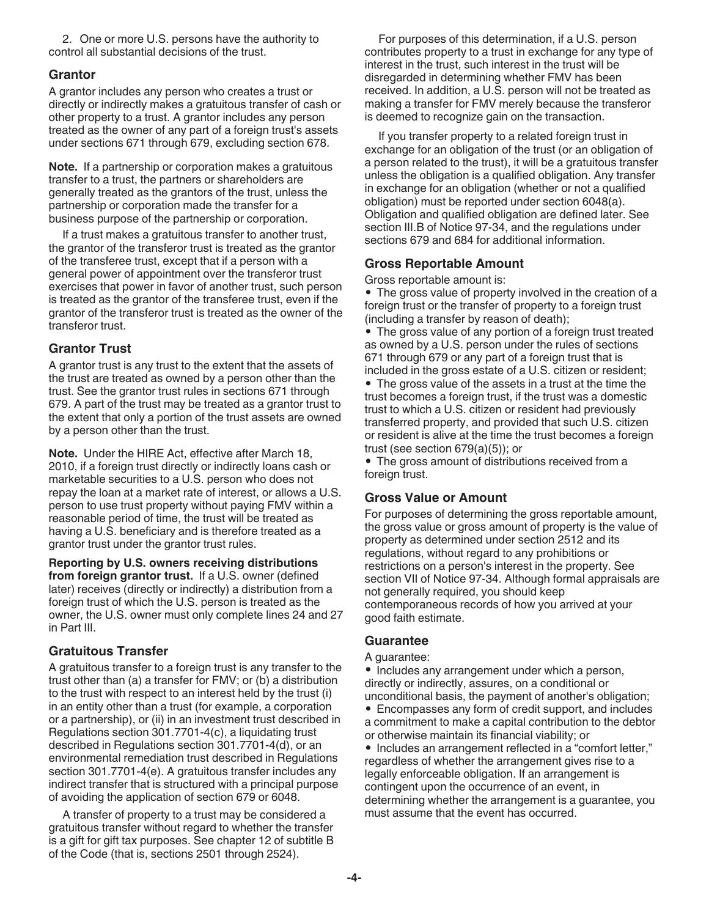2. One or more U.S. persons have the authority to control all substantial decisions of the trust.

### Grantor

A grantor includes any person who creates a trust or directly or indirectly makes a gratuitous transfer of cash or other property to a trust. A grantor includes any person treated as the owner of any part of a foreign trust's assets under sections 671 through 679, excluding section 678.

**Note.** If a partnership or corporation makes a gratuitous transfer to a trust, the partners or shareholders are generally treated as the grantors of the trust, unless the partnership or corporation made the transfer for a business purpose of the partnership or corporation.

If a trust makes a gratuitous transfer to another trust, the grantor of the transferor trust is treated as the grantor of the transferee trust, except that if a person with a general power of appointment over the transferor trust exercises that power in favor of another trust, such person is treated as the grantor of the transferee trust, even if the grantor of the transferor trust is treated as the owner of the transferor trust.

### Grantor Trust

A grantor trust is any trust to the extent that the assets of the trust are treated as owned by a person other than the trust. See the grantor trust rules in sections 671 through 679. A part of the trust may be treated as a grantor trust to the extent that only a portion of the trust assets are owned by a person other than the trust.

**Note.** Under the HIRE Act, effective after March 18, 2010, if a foreign trust directly or indirectly loans cash or marketable securities to a U.S. person who does not repay the loan at a market rate of interest, or allows a U.S. person to use trust property without paying FMV within a reasonable period of time, the trust will be treated as having a U.S. beneficiary and is therefore treated as a grantor trust under the grantor trust rules.

**Reporting by U.S. owners receiving distributions from foreign grantor trust.** If a U.S. owner (defined later) receives (directly or indirectly) a distribution from a foreign trust of which the U.S. person is treated as the owner, the U.S. owner must only complete lines 24 and 27 in Part III.

### Gratuitous Transfer

A gratuitous transfer to a foreign trust is any transfer to the trust other than (a) a transfer for FMV; or (b) a distribution to the trust with respect to an interest held by the trust (i) in an entity other than a trust (for example, a corporation or a partnership), or (ii) in an investment trust described in Regulations section 301.7701-4(c), a liquidating trust described in Regulations section 301.7701-4(d), or an environmental remediation trust described in Regulations section 301.7701-4(e). A gratuitous transfer includes any indirect transfer that is structured with a principal purpose of avoiding the application of section 679 or 6048.

A transfer of property to a trust may be considered a gratuitous transfer without regard to whether the transfer is a gift for gift tax purposes. See chapter 12 of subtitle B of the Code (that is, sections 2501 through 2524).

For purposes of this determination, if a U.S. person contributes property to a trust in exchange for any type of interest in the trust, such interest in the trust will be disregarded in determining whether FMV has been received. In addition, a U.S. person will not be treated as making a transfer for FMV merely because the transferor is deemed to recognize gain on the transaction.

If you transfer property to a related foreign trust in exchange for an obligation of the trust (or an obligation of a person related to the trust), it will be a gratuitous transfer unless the obligation is a qualified obligation. Any transfer in exchange for an obligation (whether or not a qualified obligation) must be reported under section 6048(a). Obligation and qualified obligation are defined later. See section III.B of Notice 97-34, and the regulations under sections 679 and 684 for additional information.

### Gross Reportable Amount

Gross reportable amount is:

- The gross value of property involved in the creation of a foreign trust or the transfer of property to a foreign trust (including a transfer by reason of death);
- The gross value of any portion of a foreign trust treated as owned by a U.S. person under the rules of sections 671 through 679 or any part of a foreign trust that is included in the gross estate of a U.S. citizen or resident;
- The gross value of the assets in a trust at the time the trust becomes a foreign trust, if the trust was a domestic trust to which a U.S. citizen or resident had previously transferred property, and provided that such U.S. citizen or resident is alive at the time the trust becomes a foreign trust (see section 679(a)(5)); or
- The gross amount of distributions received from a foreign trust.

### Gross Value or Amount

For purposes of determining the gross reportable amount, the gross value or gross amount of property is the value of property as determined under section 2512 and its regulations, without regard to any prohibitions or restrictions on a person's interest in the property. See section VII of Notice 97-34. Although formal appraisals are not generally required, you should keep contemporaneous records of how you arrived at your good faith estimate.

### Guarantee

A guarantee:

- Includes any arrangement under which a person, directly or indirectly, assures, on a conditional or unconditional basis, the payment of another's obligation;
- Encompasses any form of credit support, and includes a commitment to make a capital contribution to the debtor or otherwise maintain its financial viability; or
- Includes an arrangement reflected in a "comfort letter," regardless of whether the arrangement gives rise to a legally enforceable obligation. If an arrangement is contingent upon the occurrence of an event, in determining whether the arrangement is a guarantee, you must assume that the event has occurred.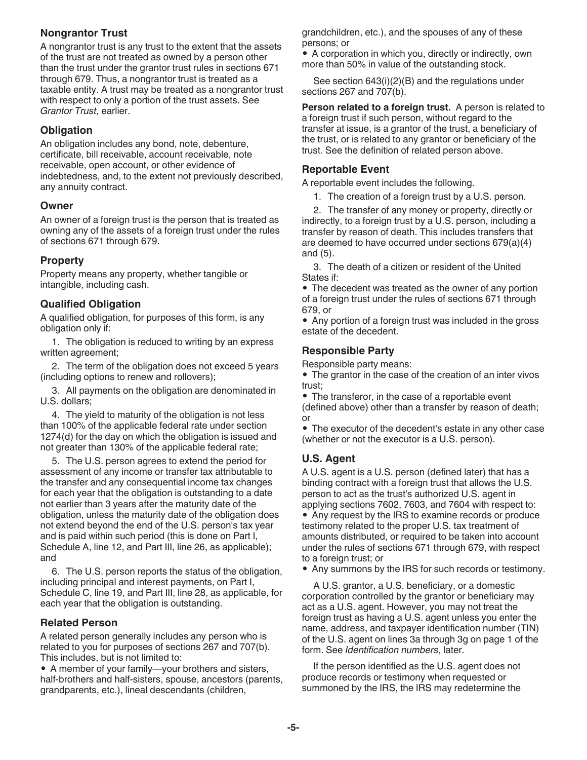### Nongrantor Trust

A nongrantor trust is any trust to the extent that the assets of the trust are not treated as owned by a person other than the trust under the grantor trust rules in sections 671 through 679. Thus, a nongrantor trust is treated as a taxable entity. A trust may be treated as a nongrantor trust with respect to only a portion of the trust assets. See *Grantor Trust*, earlier.

### Obligation

An obligation includes any bond, note, debenture, certificate, bill receivable, account receivable, note receivable, open account, or other evidence of indebtedness, and, to the extent not previously described, any annuity contract.

### Owner

An owner of a foreign trust is the person that is treated as owning any of the assets of a foreign trust under the rules of sections 671 through 679.

### Property

Property means any property, whether tangible or intangible, including cash.

### Qualified Obligation

A qualified obligation, for purposes of this form, is any obligation only if:

1. The obligation is reduced to writing by an express written agreement;

2. The term of the obligation does not exceed 5 years (including options to renew and rollovers);

3. All payments on the obligation are denominated in U.S. dollars;

4. The yield to maturity of the obligation is not less than 100% of the applicable federal rate under section 1274(d) for the day on which the obligation is issued and not greater than 130% of the applicable federal rate;

5. The U.S. person agrees to extend the period for assessment of any income or transfer tax attributable to the transfer and any consequential income tax changes for each year that the obligation is outstanding to a date not earlier than 3 years after the maturity date of the obligation, unless the maturity date of the obligation does not extend beyond the end of the U.S. person's tax year and is paid within such period (this is done on Part I, Schedule A, line 12, and Part III, line 26, as applicable); and

6. The U.S. person reports the status of the obligation, including principal and interest payments, on Part I, Schedule C, line 19, and Part III, line 28, as applicable, for each year that the obligation is outstanding.

### Related Person

A related person generally includes any person who is related to you for purposes of sections 267 and 707(b). This includes, but is not limited to:

- A member of your family—your brothers and sisters, half-brothers and half-sisters, spouse, ancestors (parents, grandparents, etc.), lineal descendants (children, grandchildren, etc.), and the spouses of any of these persons; or
- A corporation in which you, directly or indirectly, own more than 50% in value of the outstanding stock.

See section 643(i)(2)(B) and the regulations under sections 267 and 707(b).

**Person related to a foreign trust.** A person is related to a foreign trust if such person, without regard to the transfer at issue, is a grantor of the trust, a beneficiary of the trust, or is related to any grantor or beneficiary of the trust. See the definition of related person above.

### Reportable Event

A reportable event includes the following.

1. The creation of a foreign trust by a U.S. person.

2. The transfer of any money or property, directly or indirectly, to a foreign trust by a U.S. person, including a transfer by reason of death. This includes transfers that are deemed to have occurred under sections 679(a)(4) and (5).

3. The death of a citizen or resident of the United States if:

- The decedent was treated as the owner of any portion of a foreign trust under the rules of sections 671 through 679, or
- Any portion of a foreign trust was included in the gross estate of the decedent.

### Responsible Party

Responsible party means:

- The grantor in the case of the creation of an inter vivos trust;
- The transferor, in the case of a reportable event (defined above) other than a transfer by reason of death; or
- The executor of the decedent's estate in any other case (whether or not the executor is a U.S. person).

### U.S. Agent

A U.S. agent is a U.S. person (defined later) that has a binding contract with a foreign trust that allows the U.S. person to act as the trust's authorized U.S. agent in applying sections 7602, 7603, and 7604 with respect to:

- Any request by the IRS to examine records or produce testimony related to the proper U.S. tax treatment of amounts distributed, or required to be taken into account under the rules of sections 671 through 679, with respect to a foreign trust; or
- Any summons by the IRS for such records or testimony.

A U.S. grantor, a U.S. beneficiary, or a domestic corporation controlled by the grantor or beneficiary may act as a U.S. agent. However, you may not treat the foreign trust as having a U.S. agent unless you enter the name, address, and taxpayer identification number (TIN) of the U.S. agent on lines 3a through 3g on page 1 of the form. See *Identification numbers*, later.

If the person identified as the U.S. agent does not produce records or testimony when requested or summoned by the IRS, the IRS may redetermine the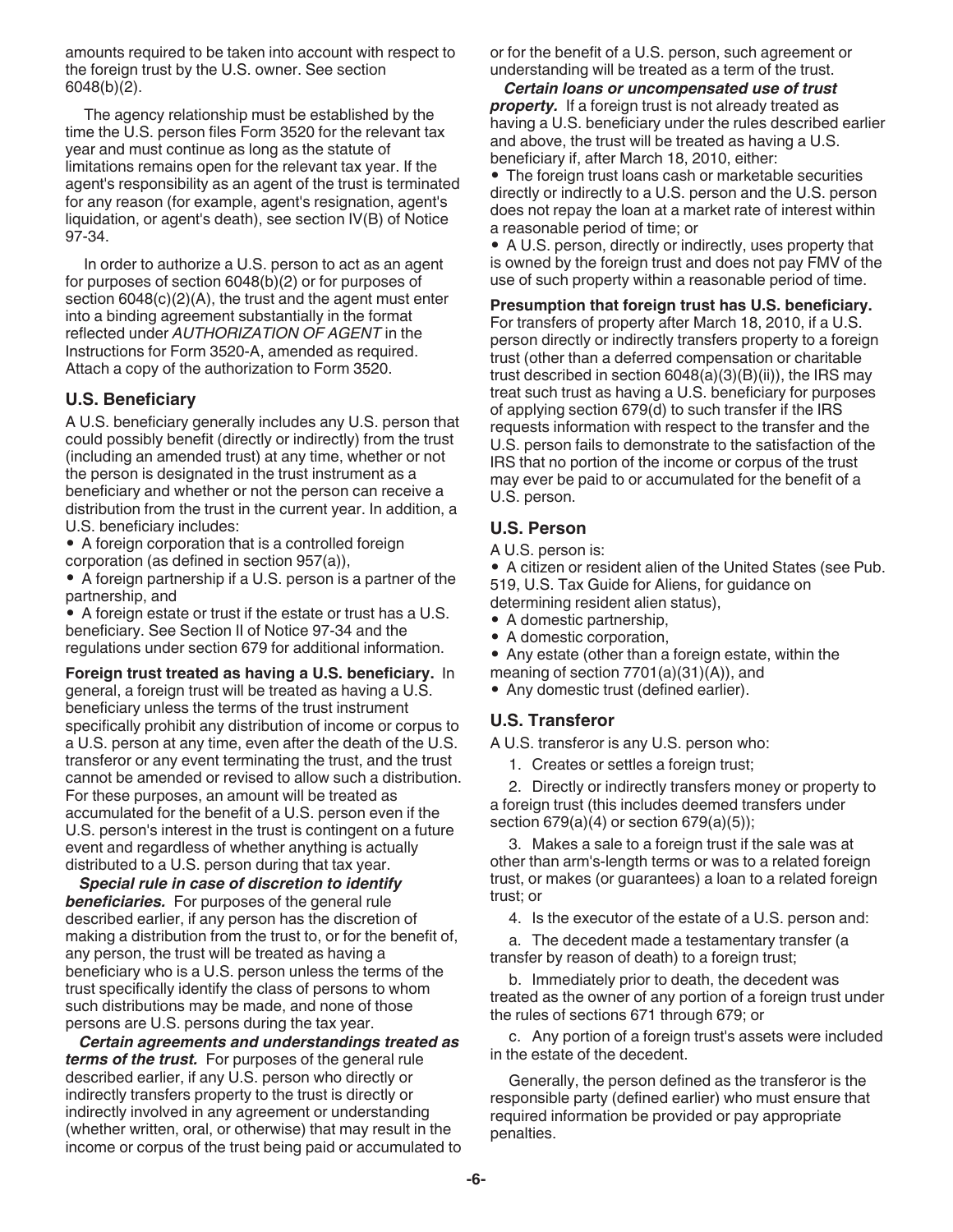amounts required to be taken into account with respect to the foreign trust by the U.S. owner. See section 6048(b)(2).

The agency relationship must be established by the time the U.S. person files Form 3520 for the relevant tax year and must continue as long as the statute of limitations remains open for the relevant tax year. If the agent's responsibility as an agent of the trust is terminated for any reason (for example, agent's resignation, agent's liquidation, or agent's death), see section IV(B) of Notice 97-34.

In order to authorize a U.S. person to act as an agent for purposes of section 6048(b)(2) or for purposes of section 6048(c)(2)(A), the trust and the agent must enter into a binding agreement substantially in the format reflected under *AUTHORIZATION OF AGENT* in the Instructions for Form 3520-A, amended as required. Attach a copy of the authorization to Form 3520.

## U.S. Beneficiary

A U.S. beneficiary generally includes any U.S. person that could possibly benefit (directly or indirectly) from the trust (including an amended trust) at any time, whether or not the person is designated in the trust instrument as a beneficiary and whether or not the person can receive a distribution from the trust in the current year. In addition, a U.S. beneficiary includes:

- A foreign corporation that is a controlled foreign corporation (as defined in section 957(a)),
- A foreign partnership if a U.S. person is a partner of the partnership, and
- A foreign estate or trust if the estate or trust has a U.S. beneficiary. See Section II of Notice 97-34 and the regulations under section 679 for additional information.

**Foreign trust treated as having a U.S. beneficiary.** In general, a foreign trust will be treated as having a U.S. beneficiary unless the terms of the trust instrument specifically prohibit any distribution of income or corpus to a U.S. person at any time, even after the death of the U.S. transferor or any event terminating the trust, and the trust cannot be amended or revised to allow such a distribution. For these purposes, an amount will be treated as accumulated for the benefit of a U.S. person even if the U.S. person's interest in the trust is contingent on a future event and regardless of whether anything is actually distributed to a U.S. person during that tax year.

***Special rule in case of discretion to identify beneficiaries.*** For purposes of the general rule described earlier, if any person has the discretion of making a distribution from the trust to, or for the benefit of, any person, the trust will be treated as having a beneficiary who is a U.S. person unless the terms of the trust specifically identify the class of persons to whom such distributions may be made, and none of those persons are U.S. persons during the tax year.

***Certain agreements and understandings treated as terms of the trust.*** For purposes of the general rule described earlier, if any U.S. person who directly or indirectly transfers property to the trust is directly or indirectly involved in any agreement or understanding (whether written, oral, or otherwise) that may result in the income or corpus of the trust being paid or accumulated to or for the benefit of a U.S. person, such agreement or understanding will be treated as a term of the trust.

***Certain loans or uncompensated use of trust property.*** If a foreign trust is not already treated as having a U.S. beneficiary under the rules described earlier and above, the trust will be treated as having a U.S. beneficiary if, after March 18, 2010, either:

- The foreign trust loans cash or marketable securities directly or indirectly to a U.S. person and the U.S. person does not repay the loan at a market rate of interest within a reasonable period of time; or
- A U.S. person, directly or indirectly, uses property that is owned by the foreign trust and does not pay FMV of the use of such property within a reasonable period of time.

**Presumption that foreign trust has U.S. beneficiary.** For transfers of property after March 18, 2010, if a U.S. person directly or indirectly transfers property to a foreign trust (other than a deferred compensation or charitable trust described in section 6048(a)(3)(B)(ii)), the IRS may treat such trust as having a U.S. beneficiary for purposes of applying section 679(d) to such transfer if the IRS requests information with respect to the transfer and the U.S. person fails to demonstrate to the satisfaction of the IRS that no portion of the income or corpus of the trust may ever be paid to or accumulated for the benefit of a U.S. person.

## U.S. Person

A U.S. person is:

- A citizen or resident alien of the United States (see Pub. 519, U.S. Tax Guide for Aliens, for guidance on determining resident alien status),
- A domestic partnership,
- A domestic corporation,
- Any estate (other than a foreign estate, within the meaning of section 7701(a)(31)(A)), and
- Any domestic trust (defined earlier).

## U.S. Transferor

A U.S. transferor is any U.S. person who:

1. Creates or settles a foreign trust;

2. Directly or indirectly transfers money or property to a foreign trust (this includes deemed transfers under section 679(a)(4) or section 679(a)(5));

3. Makes a sale to a foreign trust if the sale was at other than arm's-length terms or was to a related foreign trust, or makes (or guarantees) a loan to a related foreign trust; or

4. Is the executor of the estate of a U.S. person and:

a. The decedent made a testamentary transfer (a transfer by reason of death) to a foreign trust;

b. Immediately prior to death, the decedent was treated as the owner of any portion of a foreign trust under the rules of sections 671 through 679; or

c. Any portion of a foreign trust's assets were included in the estate of the decedent.

Generally, the person defined as the transferor is the responsible party (defined earlier) who must ensure that required information be provided or pay appropriate penalties.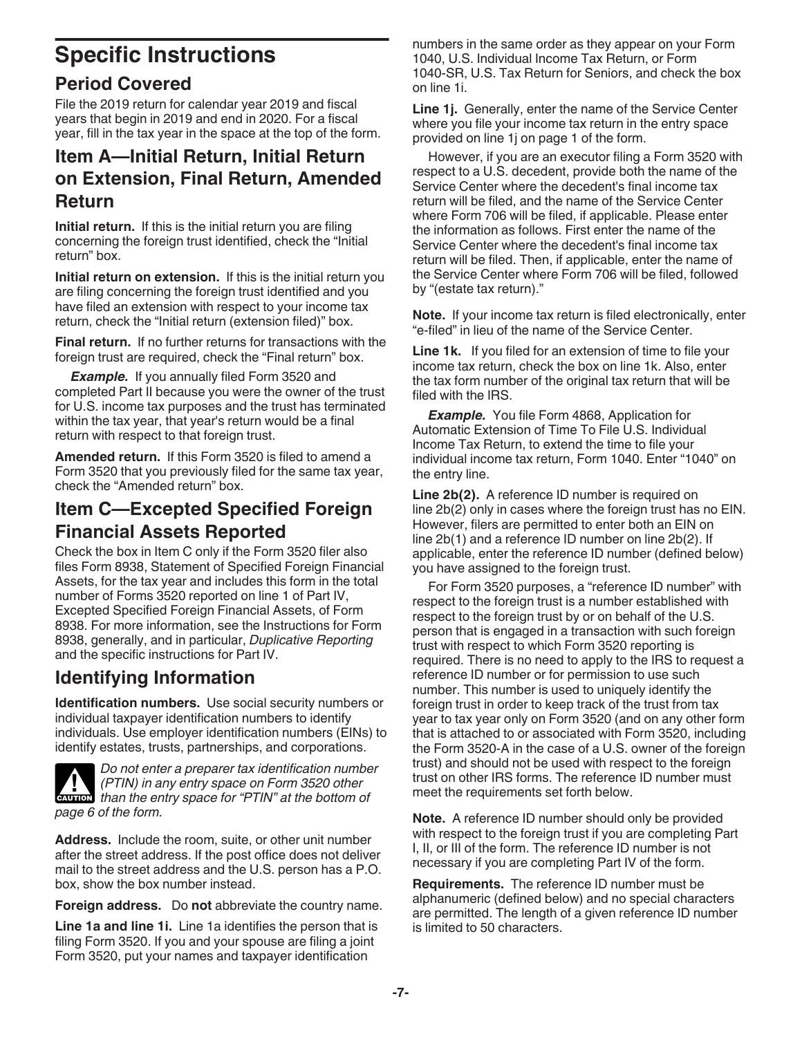# Specific Instructions

## Period Covered

File the 2019 return for calendar year 2019 and fiscal years that begin in 2019 and end in 2020. For a fiscal year, fill in the tax year in the space at the top of the form.

## Item A—Initial Return, Initial Return on Extension, Final Return, Amended Return

**Initial return.** If this is the initial return you are filing concerning the foreign trust identified, check the "Initial return" box.

**Initial return on extension.** If this is the initial return you are filing concerning the foreign trust identified and you have filed an extension with respect to your income tax return, check the "Initial return (extension filed)" box.

**Final return.** If no further returns for transactions with the foreign trust are required, check the "Final return" box.

***Example.*** If you annually filed Form 3520 and completed Part II because you were the owner of the trust for U.S. income tax purposes and the trust has terminated within the tax year, that year's return would be a final return with respect to that foreign trust.

**Amended return.** If this Form 3520 is filed to amend a Form 3520 that you previously filed for the same tax year, check the "Amended return" box.

## Item C—Excepted Specified Foreign Financial Assets Reported

Check the box in Item C only if the Form 3520 filer also files Form 8938, Statement of Specified Foreign Financial Assets, for the tax year and includes this form in the total number of Forms 3520 reported on line 1 of Part IV, Excepted Specified Foreign Financial Assets, of Form 8938. For more information, see the Instructions for Form 8938, generally, and in particular, *Duplicative Reporting* and the specific instructions for Part IV.

## Identifying Information

**Identification numbers.** Use social security numbers or individual taxpayer identification numbers to identify individuals. Use employer identification numbers (EINs) to identify estates, trusts, partnerships, and corporations.

**CAUTION** *Do not enter a preparer tax identification number (PTIN) in any entry space on Form 3520 other than the entry space for "PTIN" at the bottom of page 6 of the form.*

**Address.** Include the room, suite, or other unit number after the street address. If the post office does not deliver mail to the street address and the U.S. person has a P.O. box, show the box number instead.

**Foreign address.** Do **not** abbreviate the country name.

**Line 1a and line 1i.** Line 1a identifies the person that is filing Form 3520. If you and your spouse are filing a joint Form 3520, put your names and taxpayer identification numbers in the same order as they appear on your Form 1040, U.S. Individual Income Tax Return, or Form 1040-SR, U.S. Tax Return for Seniors, and check the box on line 1i.

**Line 1j.** Generally, enter the name of the Service Center where you file your income tax return in the entry space provided on line 1j on page 1 of the form.

However, if you are an executor filing a Form 3520 with respect to a U.S. decedent, provide both the name of the Service Center where the decedent's final income tax return will be filed, and the name of the Service Center where Form 706 will be filed, if applicable. Please enter the information as follows. First enter the name of the Service Center where the decedent's final income tax return will be filed. Then, if applicable, enter the name of the Service Center where Form 706 will be filed, followed by "(estate tax return)."

**Note.** If your income tax return is filed electronically, enter "e-filed" in lieu of the name of the Service Center.

**Line 1k.** If you filed for an extension of time to file your income tax return, check the box on line 1k. Also, enter the tax form number of the original tax return that will be filed with the IRS.

***Example.*** You file Form 4868, Application for Automatic Extension of Time To File U.S. Individual Income Tax Return, to extend the time to file your individual income tax return, Form 1040. Enter "1040" on the entry line.

**Line 2b(2).** A reference ID number is required on line 2b(2) only in cases where the foreign trust has no EIN. However, filers are permitted to enter both an EIN on line 2b(1) and a reference ID number on line 2b(2). If applicable, enter the reference ID number (defined below) you have assigned to the foreign trust.

For Form 3520 purposes, a "reference ID number" with respect to the foreign trust is a number established with respect to the foreign trust by or on behalf of the U.S. person that is engaged in a transaction with such foreign trust with respect to which Form 3520 reporting is required. There is no need to apply to the IRS to request a reference ID number or for permission to use such number. This number is used to uniquely identify the foreign trust in order to keep track of the trust from tax year to tax year only on Form 3520 (and on any other form that is attached to or associated with Form 3520, including the Form 3520-A in the case of a U.S. owner of the foreign trust) and should not be used with respect to the foreign trust on other IRS forms. The reference ID number must meet the requirements set forth below.

**Note.** A reference ID number should only be provided with respect to the foreign trust if you are completing Part I, II, or III of the form. The reference ID number is not necessary if you are completing Part IV of the form.

**Requirements.** The reference ID number must be alphanumeric (defined below) and no special characters are permitted. The length of a given reference ID number is limited to 50 characters.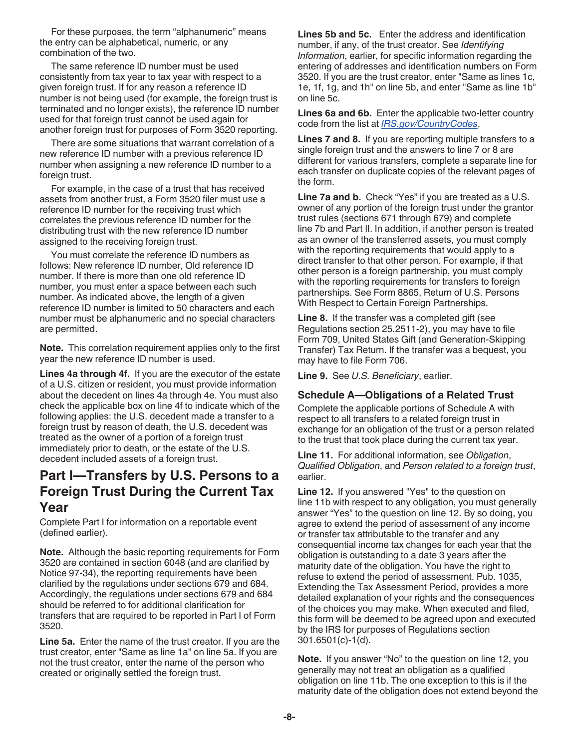For these purposes, the term "alphanumeric" means the entry can be alphabetical, numeric, or any combination of the two.

The same reference ID number must be used consistently from tax year to tax year with respect to a given foreign trust. If for any reason a reference ID number is not being used (for example, the foreign trust is terminated and no longer exists), the reference ID number used for that foreign trust cannot be used again for another foreign trust for purposes of Form 3520 reporting.

There are some situations that warrant correlation of a new reference ID number with a previous reference ID number when assigning a new reference ID number to a foreign trust.

For example, in the case of a trust that has received assets from another trust, a Form 3520 filer must use a reference ID number for the receiving trust which correlates the previous reference ID number for the distributing trust with the new reference ID number assigned to the receiving foreign trust.

You must correlate the reference ID numbers as follows: New reference ID number, Old reference ID number. If there is more than one old reference ID number, you must enter a space between each such number. As indicated above, the length of a given reference ID number is limited to 50 characters and each number must be alphanumeric and no special characters are permitted.

**Note.** This correlation requirement applies only to the first year the new reference ID number is used.

**Lines 4a through 4f.** If you are the executor of the estate of a U.S. citizen or resident, you must provide information about the decedent on lines 4a through 4e. You must also check the applicable box on line 4f to indicate which of the following applies: the U.S. decedent made a transfer to a foreign trust by reason of death, the U.S. decedent was treated as the owner of a portion of a foreign trust immediately prior to death, or the estate of the U.S. decedent included assets of a foreign trust.

## Part I—Transfers by U.S. Persons to a Foreign Trust During the Current Tax Year

Complete Part I for information on a reportable event (defined earlier).

**Note.** Although the basic reporting requirements for Form 3520 are contained in section 6048 (and are clarified by Notice 97-34), the reporting requirements have been clarified by the regulations under sections 679 and 684. Accordingly, the regulations under sections 679 and 684 should be referred to for additional clarification for transfers that are required to be reported in Part I of Form 3520.

**Line 5a.** Enter the name of the trust creator. If you are the trust creator, enter "Same as line 1a" on line 5a. If you are not the trust creator, enter the name of the person who created or originally settled the foreign trust.

**Lines 5b and 5c.** Enter the address and identification number, if any, of the trust creator. See *Identifying Information*, earlier, for specific information regarding the entering of addresses and identification numbers on Form 3520. If you are the trust creator, enter "Same as lines 1c, 1e, 1f, 1g, and 1h" on line 5b, and enter "Same as line 1b" on line 5c.

**Lines 6a and 6b.** Enter the applicable two-letter country code from the list at *IRS.gov/CountryCodes*.

**Lines 7 and 8.** If you are reporting multiple transfers to a single foreign trust and the answers to line 7 or 8 are different for various transfers, complete a separate line for each transfer on duplicate copies of the relevant pages of the form.

**Line 7a and b.** Check "Yes" if you are treated as a U.S. owner of any portion of the foreign trust under the grantor trust rules (sections 671 through 679) and complete line 7b and Part II. In addition, if another person is treated as an owner of the transferred assets, you must comply with the reporting requirements that would apply to a direct transfer to that other person. For example, if that other person is a foreign partnership, you must comply with the reporting requirements for transfers to foreign partnerships. See Form 8865, Return of U.S. Persons With Respect to Certain Foreign Partnerships.

**Line 8.** If the transfer was a completed gift (see Regulations section 25.2511-2), you may have to file Form 709, United States Gift (and Generation-Skipping Transfer) Tax Return. If the transfer was a bequest, you may have to file Form 706.

**Line 9.** See *U.S. Beneficiary*, earlier.

### Schedule A—Obligations of a Related Trust

Complete the applicable portions of Schedule A with respect to all transfers to a related foreign trust in exchange for an obligation of the trust or a person related to the trust that took place during the current tax year.

**Line 11.** For additional information, see *Obligation*, *Qualified Obligation*, and *Person related to a foreign trust*, earlier.

**Line 12.** If you answered "Yes" to the question on line 11b with respect to any obligation, you must generally answer "Yes" to the question on line 12. By so doing, you agree to extend the period of assessment of any income or transfer tax attributable to the transfer and any consequential income tax changes for each year that the obligation is outstanding to a date 3 years after the maturity date of the obligation. You have the right to refuse to extend the period of assessment. Pub. 1035, Extending the Tax Assessment Period, provides a more detailed explanation of your rights and the consequences of the choices you may make. When executed and filed, this form will be deemed to be agreed upon and executed by the IRS for purposes of Regulations section 301.6501(c)-1(d).

**Note.** If you answer "No" to the question on line 12, you generally may not treat an obligation as a qualified obligation on line 11b. The one exception to this is if the maturity date of the obligation does not extend beyond the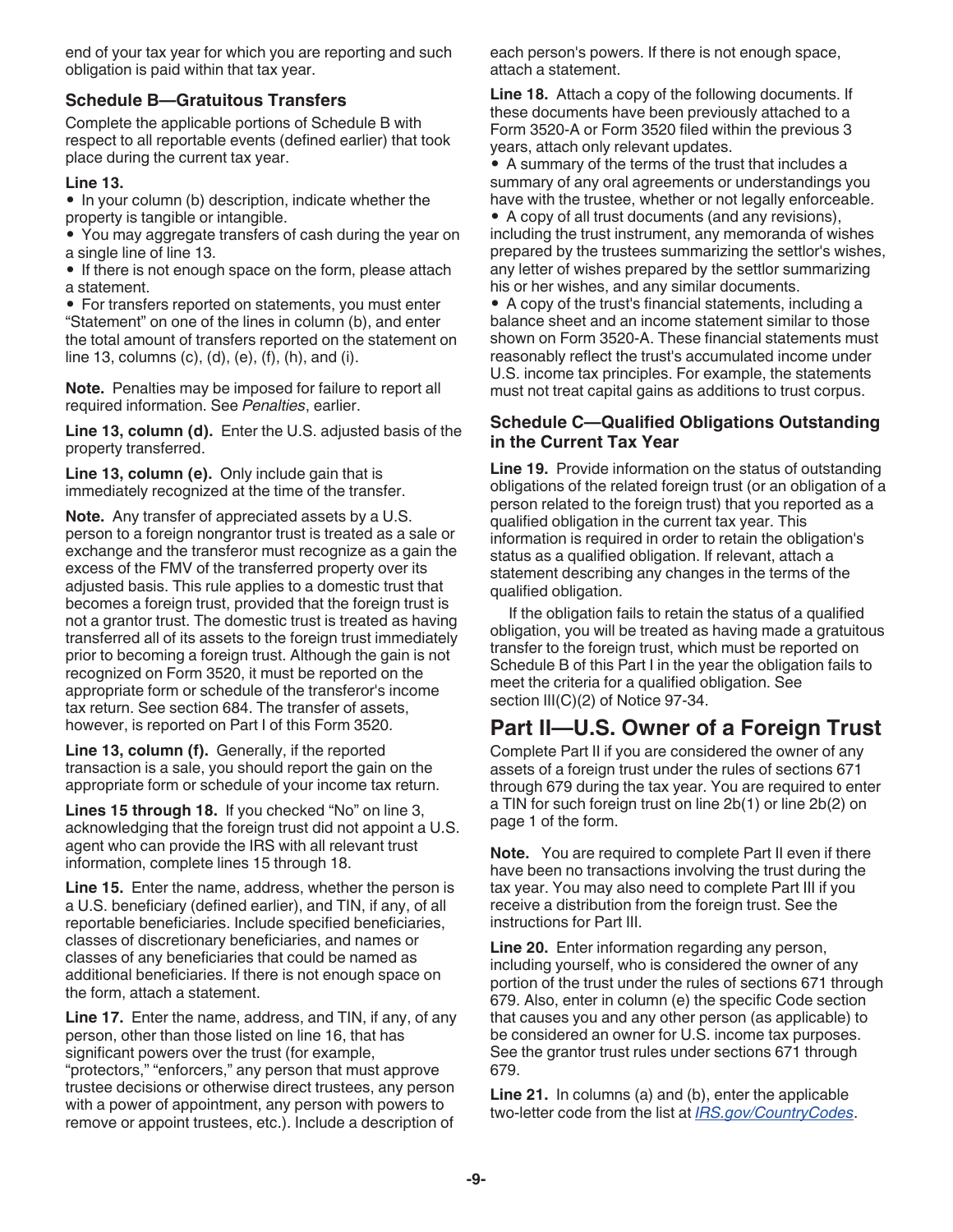end of your tax year for which you are reporting and such obligation is paid within that tax year.

### Schedule B—Gratuitous Transfers

Complete the applicable portions of Schedule B with respect to all reportable events (defined earlier) that took place during the current tax year.

**Line 13.**

- In your column (b) description, indicate whether the property is tangible or intangible.
- You may aggregate transfers of cash during the year on a single line of line 13.
- If there is not enough space on the form, please attach a statement.
- For transfers reported on statements, you must enter “Statement” on one of the lines in column (b), and enter the total amount of transfers reported on the statement on line 13, columns (c), (d), (e), (f), (h), and (i).

**Note.** Penalties may be imposed for failure to report all required information. See *Penalties*, earlier.

**Line 13, column (d).** Enter the U.S. adjusted basis of the property transferred.

**Line 13, column (e).** Only include gain that is immediately recognized at the time of the transfer.

**Note.** Any transfer of appreciated assets by a U.S. person to a foreign nongrantor trust is treated as a sale or exchange and the transferor must recognize as a gain the excess of the FMV of the transferred property over its adjusted basis. This rule applies to a domestic trust that becomes a foreign trust, provided that the foreign trust is not a grantor trust. The domestic trust is treated as having transferred all of its assets to the foreign trust immediately prior to becoming a foreign trust. Although the gain is not recognized on Form 3520, it must be reported on the appropriate form or schedule of the transferor's income tax return. See section 684. The transfer of assets, however, is reported on Part I of this Form 3520.

**Line 13, column (f).** Generally, if the reported transaction is a sale, you should report the gain on the appropriate form or schedule of your income tax return.

**Lines 15 through 18.** If you checked “No” on line 3, acknowledging that the foreign trust did not appoint a U.S. agent who can provide the IRS with all relevant trust information, complete lines 15 through 18.

**Line 15.** Enter the name, address, whether the person is a U.S. beneficiary (defined earlier), and TIN, if any, of all reportable beneficiaries. Include specified beneficiaries, classes of discretionary beneficiaries, and names or classes of any beneficiaries that could be named as additional beneficiaries. If there is not enough space on the form, attach a statement.

**Line 17.** Enter the name, address, and TIN, if any, of any person, other than those listed on line 16, that has significant powers over the trust (for example, “protectors,” “enforcers,” any person that must approve trustee decisions or otherwise direct trustees, any person with a power of appointment, any person with powers to remove or appoint trustees, etc.). Include a description of each person's powers. If there is not enough space, attach a statement.

**Line 18.** Attach a copy of the following documents. If these documents have been previously attached to a Form 3520-A or Form 3520 filed within the previous 3 years, attach only relevant updates.

- A summary of the terms of the trust that includes a summary of any oral agreements or understandings you have with the trustee, whether or not legally enforceable.
- A copy of all trust documents (and any revisions), including the trust instrument, any memoranda of wishes prepared by the trustees summarizing the settlor's wishes, any letter of wishes prepared by the settlor summarizing his or her wishes, and any similar documents.
- A copy of the trust's financial statements, including a balance sheet and an income statement similar to those shown on Form 3520-A. These financial statements must reasonably reflect the trust's accumulated income under U.S. income tax principles. For example, the statements must not treat capital gains as additions to trust corpus.

### Schedule C—Qualified Obligations Outstanding in the Current Tax Year

**Line 19.** Provide information on the status of outstanding obligations of the related foreign trust (or an obligation of a person related to the foreign trust) that you reported as a qualified obligation in the current tax year. This information is required in order to retain the obligation's status as a qualified obligation. If relevant, attach a statement describing any changes in the terms of the qualified obligation.

If the obligation fails to retain the status of a qualified obligation, you will be treated as having made a gratuitous transfer to the foreign trust, which must be reported on Schedule B of this Part I in the year the obligation fails to meet the criteria for a qualified obligation. See section III(C)(2) of Notice 97-34.

## Part II—U.S. Owner of a Foreign Trust

Complete Part II if you are considered the owner of any assets of a foreign trust under the rules of sections 671 through 679 during the tax year. You are required to enter a TIN for such foreign trust on line 2b(1) or line 2b(2) on page 1 of the form.

**Note.** You are required to complete Part II even if there have been no transactions involving the trust during the tax year. You may also need to complete Part III if you receive a distribution from the foreign trust. See the instructions for Part III.

**Line 20.** Enter information regarding any person, including yourself, who is considered the owner of any portion of the trust under the rules of sections 671 through 679. Also, enter in column (e) the specific Code section that causes you and any other person (as applicable) to be considered an owner for U.S. income tax purposes. See the grantor trust rules under sections 671 through 679.

**Line 21.** In columns (a) and (b), enter the applicable two-letter code from the list at *IRS.gov/CountryCodes*.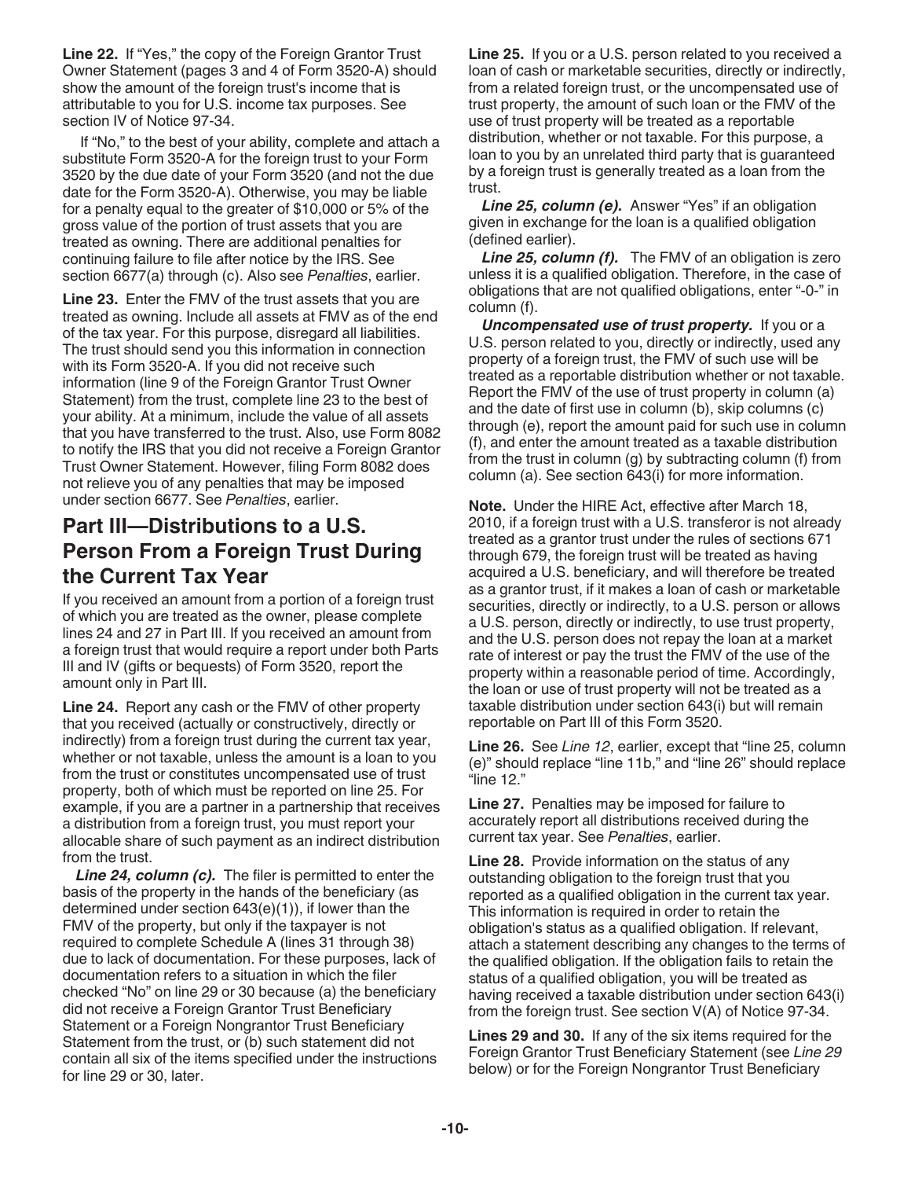**Line 22.** If “Yes,” the copy of the Foreign Grantor Trust Owner Statement (pages 3 and 4 of Form 3520-A) should show the amount of the foreign trust's income that is attributable to you for U.S. income tax purposes. See section IV of Notice 97-34.

If “No,” to the best of your ability, complete and attach a substitute Form 3520-A for the foreign trust to your Form 3520 by the due date of your Form 3520 (and not the due date for the Form 3520-A). Otherwise, you may be liable for a penalty equal to the greater of $10,000 or 5% of the gross value of the portion of trust assets that you are treated as owning. There are additional penalties for continuing failure to file after notice by the IRS. See section 6677(a) through (c). Also see *Penalties*, earlier.

**Line 23.** Enter the FMV of the trust assets that you are treated as owning. Include all assets at FMV as of the end of the tax year. For this purpose, disregard all liabilities. The trust should send you this information in connection with its Form 3520-A. If you did not receive such information (line 9 of the Foreign Grantor Trust Owner Statement) from the trust, complete line 23 to the best of your ability. At a minimum, include the value of all assets that you have transferred to the trust. Also, use Form 8082 to notify the IRS that you did not receive a Foreign Grantor Trust Owner Statement. However, filing Form 8082 does not relieve you of any penalties that may be imposed under section 6677. See *Penalties*, earlier.

## Part III—Distributions to a U.S. Person From a Foreign Trust During the Current Tax Year

If you received an amount from a portion of a foreign trust of which you are treated as the owner, please complete lines 24 and 27 in Part III. If you received an amount from a foreign trust that would require a report under both Parts III and IV (gifts or bequests) of Form 3520, report the amount only in Part III.

**Line 24.** Report any cash or the FMV of other property that you received (actually or constructively, directly or indirectly) from a foreign trust during the current tax year, whether or not taxable, unless the amount is a loan to you from the trust or constitutes uncompensated use of trust property, both of which must be reported on line 25. For example, if you are a partner in a partnership that receives a distribution from a foreign trust, you must report your allocable share of such payment as an indirect distribution from the trust.

***Line 24, column (c).*** The filer is permitted to enter the basis of the property in the hands of the beneficiary (as determined under section 643(e)(1)), if lower than the FMV of the property, but only if the taxpayer is not required to complete Schedule A (lines 31 through 38) due to lack of documentation. For these purposes, lack of documentation refers to a situation in which the filer checked “No” on line 29 or 30 because (a) the beneficiary did not receive a Foreign Grantor Trust Beneficiary Statement or a Foreign Nongrantor Trust Beneficiary Statement from the trust, or (b) such statement did not contain all six of the items specified under the instructions for line 29 or 30, later.

**Line 25.** If you or a U.S. person related to you received a loan of cash or marketable securities, directly or indirectly, from a related foreign trust, or the uncompensated use of trust property, the amount of such loan or the FMV of the use of trust property will be treated as a reportable distribution, whether or not taxable. For this purpose, a loan to you by an unrelated third party that is guaranteed by a foreign trust is generally treated as a loan from the trust.

***Line 25, column (e).*** Answer “Yes” if an obligation given in exchange for the loan is a qualified obligation (defined earlier).

***Line 25, column (f).*** The FMV of an obligation is zero unless it is a qualified obligation. Therefore, in the case of obligations that are not qualified obligations, enter “-0-” in column (f).

***Uncompensated use of trust property.*** If you or a U.S. person related to you, directly or indirectly, used any property of a foreign trust, the FMV of such use will be treated as a reportable distribution whether or not taxable. Report the FMV of the use of trust property in column (a) and the date of first use in column (b), skip columns (c) through (e), report the amount paid for such use in column (f), and enter the amount treated as a taxable distribution from the trust in column (g) by subtracting column (f) from column (a). See section 643(i) for more information.

**Note.** Under the HIRE Act, effective after March 18, 2010, if a foreign trust with a U.S. transferor is not already treated as a grantor trust under the rules of sections 671 through 679, the foreign trust will be treated as having acquired a U.S. beneficiary, and will therefore be treated as a grantor trust, if it makes a loan of cash or marketable securities, directly or indirectly, to a U.S. person or allows a U.S. person, directly or indirectly, to use trust property, and the U.S. person does not repay the loan at a market rate of interest or pay the trust the FMV of the use of the property within a reasonable period of time. Accordingly, the loan or use of trust property will not be treated as a taxable distribution under section 643(i) but will remain reportable on Part III of this Form 3520.

**Line 26.** See *Line 12*, earlier, except that “line 25, column (e)” should replace “line 11b,” and “line 26” should replace “line 12.”

**Line 27.** Penalties may be imposed for failure to accurately report all distributions received during the current tax year. See *Penalties*, earlier.

**Line 28.** Provide information on the status of any outstanding obligation to the foreign trust that you reported as a qualified obligation in the current tax year. This information is required in order to retain the obligation's status as a qualified obligation. If relevant, attach a statement describing any changes to the terms of the qualified obligation. If the obligation fails to retain the status of a qualified obligation, you will be treated as having received a taxable distribution under section 643(i) from the foreign trust. See section V(A) of Notice 97-34.

**Lines 29 and 30.** If any of the six items required for the Foreign Grantor Trust Beneficiary Statement (see *Line 29* below) or for the Foreign Nongrantor Trust Beneficiary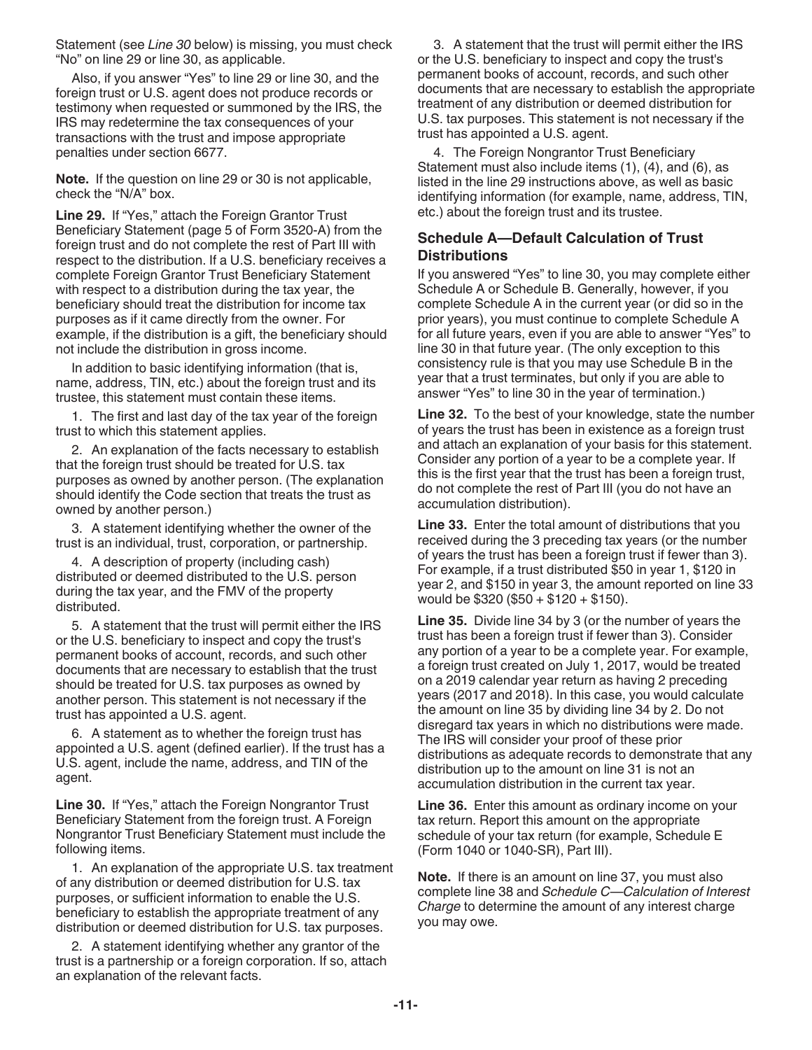Statement (see *Line 30* below) is missing, you must check "No" on line 29 or line 30, as applicable.

Also, if you answer "Yes" to line 29 or line 30, and the foreign trust or U.S. agent does not produce records or testimony when requested or summoned by the IRS, the IRS may redetermine the tax consequences of your transactions with the trust and impose appropriate penalties under section 6677.

**Note.** If the question on line 29 or 30 is not applicable, check the "N/A" box.

**Line 29.** If "Yes," attach the Foreign Grantor Trust Beneficiary Statement (page 5 of Form 3520-A) from the foreign trust and do not complete the rest of Part III with respect to the distribution. If a U.S. beneficiary receives a complete Foreign Grantor Trust Beneficiary Statement with respect to a distribution during the tax year, the beneficiary should treat the distribution for income tax purposes as if it came directly from the owner. For example, if the distribution is a gift, the beneficiary should not include the distribution in gross income.

In addition to basic identifying information (that is, name, address, TIN, etc.) about the foreign trust and its trustee, this statement must contain these items.

1. The first and last day of the tax year of the foreign trust to which this statement applies.

2. An explanation of the facts necessary to establish that the foreign trust should be treated for U.S. tax purposes as owned by another person. (The explanation should identify the Code section that treats the trust as owned by another person.)

3. A statement identifying whether the owner of the trust is an individual, trust, corporation, or partnership.

4. A description of property (including cash) distributed or deemed distributed to the U.S. person during the tax year, and the FMV of the property distributed.

5. A statement that the trust will permit either the IRS or the U.S. beneficiary to inspect and copy the trust's permanent books of account, records, and such other documents that are necessary to establish that the trust should be treated for U.S. tax purposes as owned by another person. This statement is not necessary if the trust has appointed a U.S. agent.

6. A statement as to whether the foreign trust has appointed a U.S. agent (defined earlier). If the trust has a U.S. agent, include the name, address, and TIN of the agent.

**Line 30.** If "Yes," attach the Foreign Nongrantor Trust Beneficiary Statement from the foreign trust. A Foreign Nongrantor Trust Beneficiary Statement must include the following items.

1. An explanation of the appropriate U.S. tax treatment of any distribution or deemed distribution for U.S. tax purposes, or sufficient information to enable the U.S. beneficiary to establish the appropriate treatment of any distribution or deemed distribution for U.S. tax purposes.

2. A statement identifying whether any grantor of the trust is a partnership or a foreign corporation. If so, attach an explanation of the relevant facts.

3. A statement that the trust will permit either the IRS or the U.S. beneficiary to inspect and copy the trust's permanent books of account, records, and such other documents that are necessary to establish the appropriate treatment of any distribution or deemed distribution for U.S. tax purposes. This statement is not necessary if the trust has appointed a U.S. agent.

4. The Foreign Nongrantor Trust Beneficiary Statement must also include items (1), (4), and (6), as listed in the line 29 instructions above, as well as basic identifying information (for example, name, address, TIN, etc.) about the foreign trust and its trustee.

### Schedule A—Default Calculation of Trust Distributions

If you answered "Yes" to line 30, you may complete either Schedule A or Schedule B. Generally, however, if you complete Schedule A in the current year (or did so in the prior years), you must continue to complete Schedule A for all future years, even if you are able to answer "Yes" to line 30 in that future year. (The only exception to this consistency rule is that you may use Schedule B in the year that a trust terminates, but only if you are able to answer "Yes" to line 30 in the year of termination.)

**Line 32.** To the best of your knowledge, state the number of years the trust has been in existence as a foreign trust and attach an explanation of your basis for this statement. Consider any portion of a year to be a complete year. If this is the first year that the trust has been a foreign trust, do not complete the rest of Part III (you do not have an accumulation distribution).

**Line 33.** Enter the total amount of distributions that you received during the 3 preceding tax years (or the number of years the trust has been a foreign trust if fewer than 3). For example, if a trust distributed $50 in year 1, $120 in year 2, and $150 in year 3, the amount reported on line 33 would be $320 ($50 + $120 + $150).

**Line 35.** Divide line 34 by 3 (or the number of years the trust has been a foreign trust if fewer than 3). Consider any portion of a year to be a complete year. For example, a foreign trust created on July 1, 2017, would be treated on a 2019 calendar year return as having 2 preceding years (2017 and 2018). In this case, you would calculate the amount on line 35 by dividing line 34 by 2. Do not disregard tax years in which no distributions were made. The IRS will consider your proof of these prior distributions as adequate records to demonstrate that any distribution up to the amount on line 31 is not an accumulation distribution in the current tax year.

**Line 36.** Enter this amount as ordinary income on your tax return. Report this amount on the appropriate schedule of your tax return (for example, Schedule E (Form 1040 or 1040-SR), Part III).

**Note.** If there is an amount on line 37, you must also complete line 38 and *Schedule C—Calculation of Interest Charge* to determine the amount of any interest charge you may owe.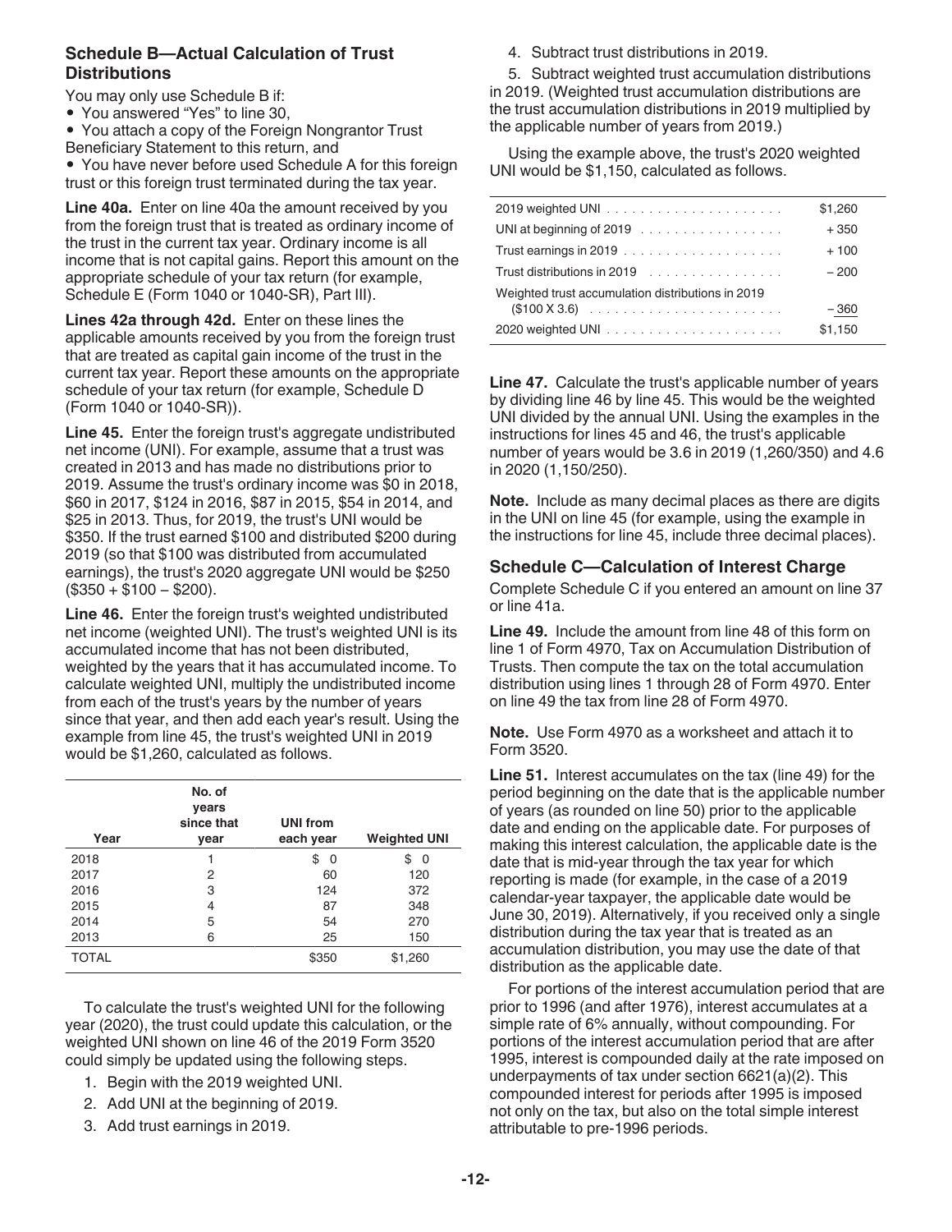### Schedule B—Actual Calculation of Trust Distributions

You may only use Schedule B if:

- You answered "Yes" to line 30,
- You attach a copy of the Foreign Nongrantor Trust Beneficiary Statement to this return, and
- You have never before used Schedule A for this foreign trust or this foreign trust terminated during the tax year.

**Line 40a.** Enter on line 40a the amount received by you from the foreign trust that is treated as ordinary income of the trust in the current tax year. Ordinary income is all income that is not capital gains. Report this amount on the appropriate schedule of your tax return (for example, Schedule E (Form 1040 or 1040-SR), Part III).

**Lines 42a through 42d.** Enter on these lines the applicable amounts received by you from the foreign trust that are treated as capital gain income of the trust in the current tax year. Report these amounts on the appropriate schedule of your tax return (for example, Schedule D (Form 1040 or 1040-SR)).

**Line 45.** Enter the foreign trust's aggregate undistributed net income (UNI). For example, assume that a trust was created in 2013 and has made no distributions prior to 2019. Assume the trust's ordinary income was $0 in 2018, $60 in 2017, $124 in 2016, $87 in 2015, $54 in 2014, and $25 in 2013. Thus, for 2019, the trust's UNI would be $350. If the trust earned $100 and distributed $200 during 2019 (so that $100 was distributed from accumulated earnings), the trust's 2020 aggregate UNI would be $250 ($350 + $100 − $200).

**Line 46.** Enter the foreign trust's weighted undistributed net income (weighted UNI). The trust's weighted UNI is its accumulated income that has not been distributed, weighted by the years that it has accumulated income. To calculate weighted UNI, multiply the undistributed income from each of the trust's years by the number of years since that year, and then add each year's result. Using the example from line 45, the trust's weighted UNI in 2019 would be $1,260, calculated as follows.

| Year | No. of years since that year | UNI from each year | Weighted UNI |
|---|---|---|---|
| 2018 | 1 | $ 0 | $ 0 |
| 2017 | 2 | 60 | 120 |
| 2016 | 3 | 124 | 372 |
| 2015 | 4 | 87 | 348 |
| 2014 | 5 | 54 | 270 |
| 2013 | 6 | 25 | 150 |
| TOTAL | | $350 | $1,260 |

To calculate the trust's weighted UNI for the following year (2020), the trust could update this calculation, or the weighted UNI shown on line 46 of the 2019 Form 3520 could simply be updated using the following steps.

1. Begin with the 2019 weighted UNI.
2. Add UNI at the beginning of 2019.
3. Add trust earnings in 2019.
4. Subtract trust distributions in 2019.
5. Subtract weighted trust accumulation distributions in 2019. (Weighted trust accumulation distributions are the trust accumulation distributions in 2019 multiplied by the applicable number of years from 2019.)

Using the example above, the trust's 2020 weighted UNI would be $1,150, calculated as follows.

| | |
|---|---|
| 2019 weighted UNI | $1,260 |
| UNI at beginning of 2019 | + 350 |
| Trust earnings in 2019 | + 100 |
| Trust distributions in 2019 | − 200 |
| Weighted trust accumulation distributions in 2019 ($100 X 3.6) | − 360 |
| 2020 weighted UNI | $1,150 |

**Line 47.** Calculate the trust's applicable number of years by dividing line 46 by line 45. This would be the weighted UNI divided by the annual UNI. Using the examples in the instructions for lines 45 and 46, the trust's applicable number of years would be 3.6 in 2019 (1,260/350) and 4.6 in 2020 (1,150/250).

**Note.** Include as many decimal places as there are digits in the UNI on line 45 (for example, using the example in the instructions for line 45, include three decimal places).

### Schedule C—Calculation of Interest Charge

Complete Schedule C if you entered an amount on line 37 or line 41a.

**Line 49.** Include the amount from line 48 of this form on line 1 of Form 4970, Tax on Accumulation Distribution of Trusts. Then compute the tax on the total accumulation distribution using lines 1 through 28 of Form 4970. Enter on line 49 the tax from line 28 of Form 4970.

**Note.** Use Form 4970 as a worksheet and attach it to Form 3520.

**Line 51.** Interest accumulates on the tax (line 49) for the period beginning on the date that is the applicable number of years (as rounded on line 50) prior to the applicable date and ending on the applicable date. For purposes of making this interest calculation, the applicable date is the date that is mid-year through the tax year for which reporting is made (for example, in the case of a 2019 calendar-year taxpayer, the applicable date would be June 30, 2019). Alternatively, if you received only a single distribution during the tax year that is treated as an accumulation distribution, you may use the date of that distribution as the applicable date.

For portions of the interest accumulation period that are prior to 1996 (and after 1976), interest accumulates at a simple rate of 6% annually, without compounding. For portions of the interest accumulation period that are after 1995, interest is compounded daily at the rate imposed on underpayments of tax under section 6621(a)(2). This compounded interest for periods after 1995 is imposed not only on the tax, but also on the total simple interest attributable to pre-1996 periods.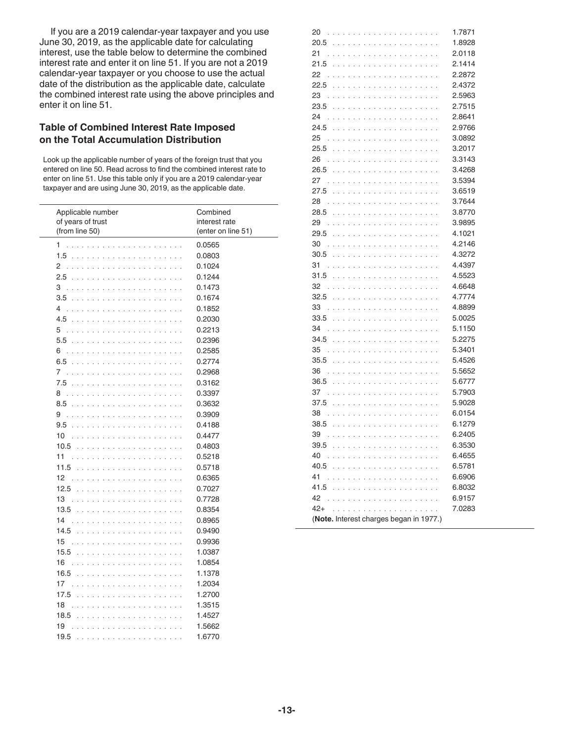If you are a 2019 calendar-year taxpayer and you use June 30, 2019, as the applicable date for calculating interest, use the table below to determine the combined interest rate and enter it on line 51. If you are not a 2019 calendar-year taxpayer or you choose to use the actual date of the distribution as the applicable date, calculate the combined interest rate using the above principles and enter it on line 51.

### Table of Combined Interest Rate Imposed on the Total Accumulation Distribution

Look up the applicable number of years of the foreign trust that you entered on line 50. Read across to find the combined interest rate to enter on line 51. Use this table only if you are a 2019 calendar-year taxpayer and are using June 30, 2019, as the applicable date.

| Applicable number of years of trust (from line 50) | Combined interest rate (enter on line 51) |
|---|---|
| 1 | 0.0565 |
| 1.5 | 0.0803 |
| 2 | 0.1024 |
| 2.5 | 0.1244 |
| 3 | 0.1473 |
| 3.5 | 0.1674 |
| 4 | 0.1852 |
| 4.5 | 0.2030 |
| 5 | 0.2213 |
| 5.5 | 0.2396 |
| 6 | 0.2585 |
| 6.5 | 0.2774 |
| 7 | 0.2968 |
| 7.5 | 0.3162 |
| 8 | 0.3397 |
| 8.5 | 0.3632 |
| 9 | 0.3909 |
| 9.5 | 0.4188 |
| 10 | 0.4477 |
| 10.5 | 0.4803 |
| 11 | 0.5218 |
| 11.5 | 0.5718 |
| 12 | 0.6365 |
| 12.5 | 0.7027 |
| 13 | 0.7728 |
| 13.5 | 0.8354 |
| 14 | 0.8965 |
| 14.5 | 0.9490 |
| 15 | 0.9936 |
| 15.5 | 1.0387 |
| 16 | 1.0854 |
| 16.5 | 1.1378 |
| 17 | 1.2034 |
| 17.5 | 1.2700 |
| 18 | 1.3515 |
| 18.5 | 1.4527 |
| 19 | 1.5662 |
| 19.5 | 1.6770 |
| 20 | 1.7871 |
| 20.5 | 1.8928 |
| 21 | 2.0118 |
| 21.5 | 2.1414 |
| 22 | 2.2872 |
| 22.5 | 2.4372 |
| 23 | 2.5963 |
| 23.5 | 2.7515 |
| 24 | 2.8641 |
| 24.5 | 2.9766 |
| 25 | 3.0892 |
| 25.5 | 3.2017 |
| 26 | 3.3143 |
| 26.5 | 3.4268 |
| 27 | 3.5394 |
| 27.5 | 3.6519 |
| 28 | 3.7644 |
| 28.5 | 3.8770 |
| 29 | 3.9895 |
| 29.5 | 4.1021 |
| 30 | 4.2146 |
| 30.5 | 4.3272 |
| 31 | 4.4397 |
| 31.5 | 4.5523 |
| 32 | 4.6648 |
| 32.5 | 4.7774 |
| 33 | 4.8899 |
| 33.5 | 5.0025 |
| 34 | 5.1150 |
| 34.5 | 5.2275 |
| 35 | 5.3401 |
| 35.5 | 5.4526 |
| 36 | 5.5652 |
| 36.5 | 5.6777 |
| 37 | 5.7903 |
| 37.5 | 5.9028 |
| 38 | 6.0154 |
| 38.5 | 6.1279 |
| 39 | 6.2405 |
| 39.5 | 6.3530 |
| 40 | 6.4655 |
| 40.5 | 6.5781 |
| 41 | 6.6906 |
| 41.5 | 6.8032 |
| 42 | 6.9157 |
| 42+ | 7.0283 |

(**Note.** Interest charges began in 1977.)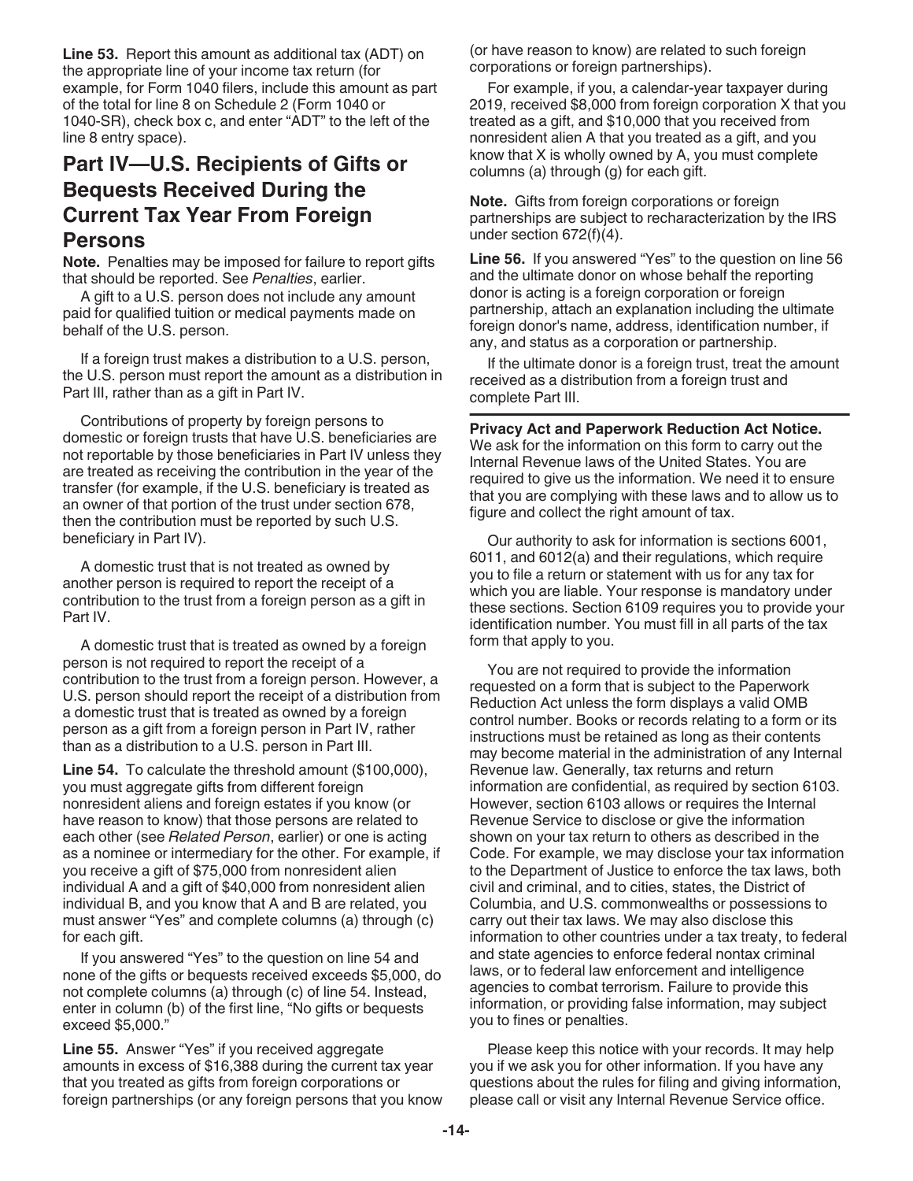**Line 53.** Report this amount as additional tax (ADT) on the appropriate line of your income tax return (for example, for Form 1040 filers, include this amount as part of the total for line 8 on Schedule 2 (Form 1040 or 1040-SR), check box c, and enter "ADT" to the left of the line 8 entry space).

## Part IV—U.S. Recipients of Gifts or Bequests Received During the Current Tax Year From Foreign Persons

**Note.** Penalties may be imposed for failure to report gifts that should be reported. See *Penalties*, earlier.

A gift to a U.S. person does not include any amount paid for qualified tuition or medical payments made on behalf of the U.S. person.

If a foreign trust makes a distribution to a U.S. person, the U.S. person must report the amount as a distribution in Part III, rather than as a gift in Part IV.

Contributions of property by foreign persons to domestic or foreign trusts that have U.S. beneficiaries are not reportable by those beneficiaries in Part IV unless they are treated as receiving the contribution in the year of the transfer (for example, if the U.S. beneficiary is treated as an owner of that portion of the trust under section 678, then the contribution must be reported by such U.S. beneficiary in Part IV).

A domestic trust that is not treated as owned by another person is required to report the receipt of a contribution to the trust from a foreign person as a gift in Part IV.

A domestic trust that is treated as owned by a foreign person is not required to report the receipt of a contribution to the trust from a foreign person. However, a U.S. person should report the receipt of a distribution from a domestic trust that is treated as owned by a foreign person as a gift from a foreign person in Part IV, rather than as a distribution to a U.S. person in Part III.

**Line 54.** To calculate the threshold amount ($100,000), you must aggregate gifts from different foreign nonresident aliens and foreign estates if you know (or have reason to know) that those persons are related to each other (see *Related Person*, earlier) or one is acting as a nominee or intermediary for the other. For example, if you receive a gift of $75,000 from nonresident alien individual A and a gift of $40,000 from nonresident alien individual B, and you know that A and B are related, you must answer "Yes" and complete columns (a) through (c) for each gift.

If you answered "Yes" to the question on line 54 and none of the gifts or bequests received exceeds $5,000, do not complete columns (a) through (c) of line 54. Instead, enter in column (b) of the first line, "No gifts or bequests exceed $5,000."

**Line 55.** Answer "Yes" if you received aggregate amounts in excess of $16,388 during the current tax year that you treated as gifts from foreign corporations or foreign partnerships (or any foreign persons that you know (or have reason to know) are related to such foreign corporations or foreign partnerships).

For example, if you, a calendar-year taxpayer during 2019, received $8,000 from foreign corporation X that you treated as a gift, and $10,000 that you received from nonresident alien A that you treated as a gift, and you know that X is wholly owned by A, you must complete columns (a) through (g) for each gift.

**Note.** Gifts from foreign corporations or foreign partnerships are subject to recharacterization by the IRS under section 672(f)(4).

**Line 56.** If you answered "Yes" to the question on line 56 and the ultimate donor on whose behalf the reporting donor is acting is a foreign corporation or foreign partnership, attach an explanation including the ultimate foreign donor's name, address, identification number, if any, and status as a corporation or partnership.

If the ultimate donor is a foreign trust, treat the amount received as a distribution from a foreign trust and complete Part III.

---

**Privacy Act and Paperwork Reduction Act Notice.** We ask for the information on this form to carry out the Internal Revenue laws of the United States. You are required to give us the information. We need it to ensure that you are complying with these laws and to allow us to figure and collect the right amount of tax.

Our authority to ask for information is sections 6001, 6011, and 6012(a) and their regulations, which require you to file a return or statement with us for any tax for which you are liable. Your response is mandatory under these sections. Section 6109 requires you to provide your identification number. You must fill in all parts of the tax form that apply to you.

You are not required to provide the information requested on a form that is subject to the Paperwork Reduction Act unless the form displays a valid OMB control number. Books or records relating to a form or its instructions must be retained as long as their contents may become material in the administration of any Internal Revenue law. Generally, tax returns and return information are confidential, as required by section 6103. However, section 6103 allows or requires the Internal Revenue Service to disclose or give the information shown on your tax return to others as described in the Code. For example, we may disclose your tax information to the Department of Justice to enforce the tax laws, both civil and criminal, and to cities, states, the District of Columbia, and U.S. commonwealths or possessions to carry out their tax laws. We may also disclose this information to other countries under a tax treaty, to federal and state agencies to enforce federal nontax criminal laws, or to federal law enforcement and intelligence agencies to combat terrorism. Failure to provide this information, or providing false information, may subject you to fines or penalties.

Please keep this notice with your records. It may help you if we ask you for other information. If you have any questions about the rules for filing and giving information, please call or visit any Internal Revenue Service office.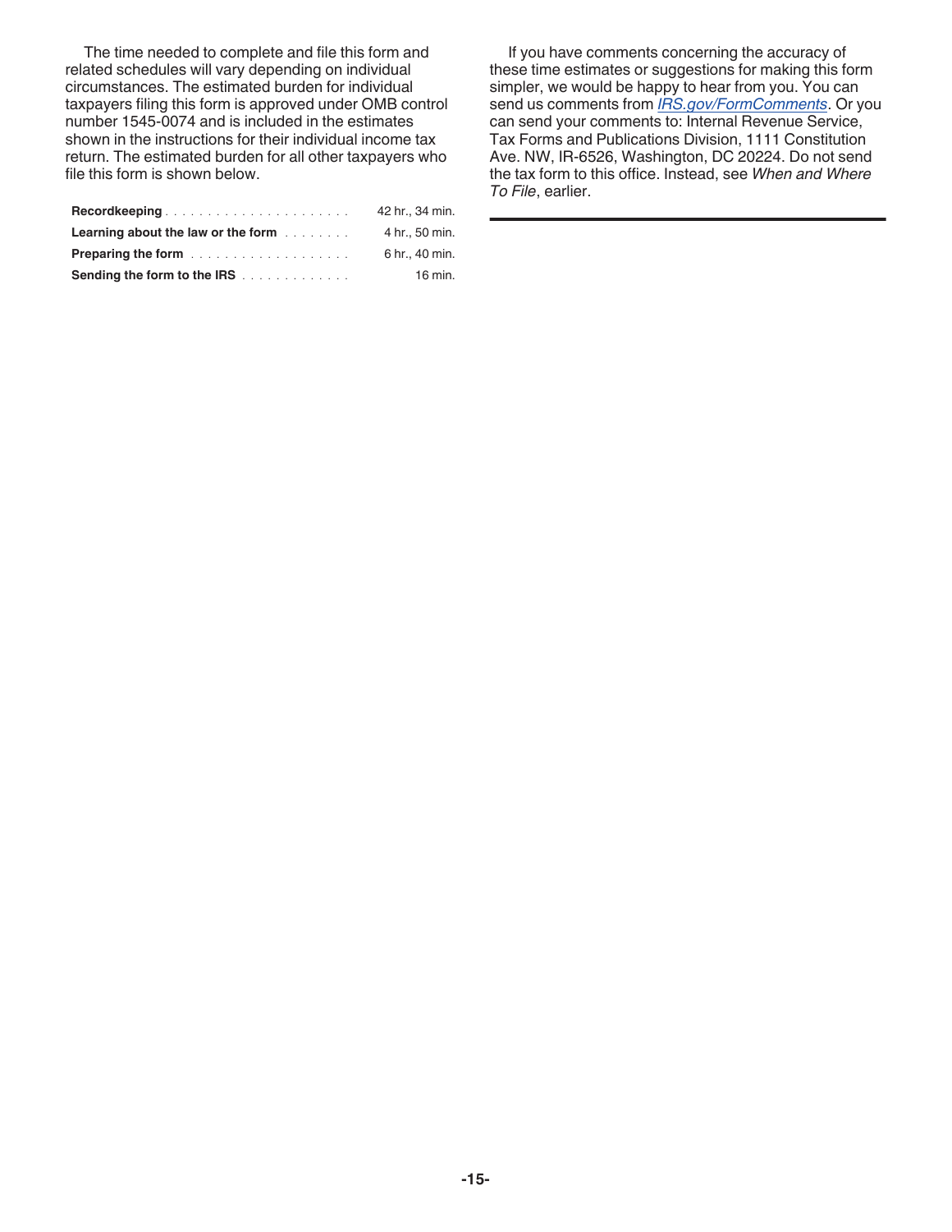The time needed to complete and file this form and related schedules will vary depending on individual circumstances. The estimated burden for individual taxpayers filing this form is approved under OMB control number 1545-0074 and is included in the estimates shown in the instructions for their individual income tax return. The estimated burden for all other taxpayers who file this form is shown below.

| | |
|---|---|
| **Recordkeeping** | 42 hr., 34 min. |
| **Learning about the law or the form** | 4 hr., 50 min. |
| **Preparing the form** | 6 hr., 40 min. |
| **Sending the form to the IRS** | 16 min. |

If you have comments concerning the accuracy of these time estimates or suggestions for making this form simpler, we would be happy to hear from you. You can send us comments from IRS.gov/FormComments. Or you can send your comments to: Internal Revenue Service, Tax Forms and Publications Division, 1111 Constitution Ave. NW, IR-6526, Washington, DC 20224. Do not send the tax form to this office. Instead, see *When and Where To File*, earlier.